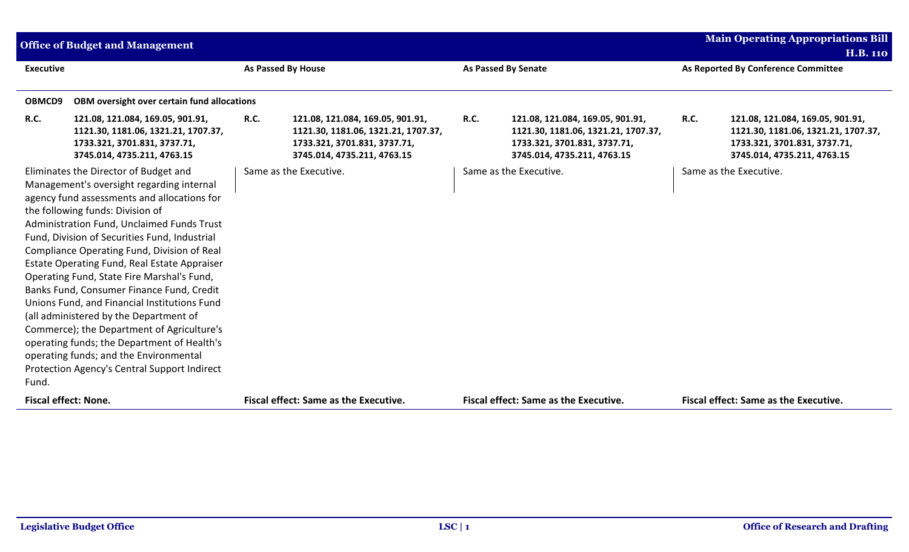| Executive | As Passed By House | As Passed By Senate | As Reported By Conference Committee |
|---|---|---|---|
| **OBMCD9 OBM oversight over certain fund allocations** | | | |
| **R.C. 121.08, 121.084, 169.05, 901.91, 1121.30, 1181.06, 1321.21, 1707.37, 1733.321, 3701.831, 3737.71, 3745.014, 4735.211, 4763.15** | **R.C. 121.08, 121.084, 169.05, 901.91, 1121.30, 1181.06, 1321.21, 1707.37, 1733.321, 3701.831, 3737.71, 3745.014, 4735.211, 4763.15** | **R.C. 121.08, 121.084, 169.05, 901.91, 1121.30, 1181.06, 1321.21, 1707.37, 1733.321, 3701.831, 3737.71, 3745.014, 4735.211, 4763.15** | **R.C. 121.08, 121.084, 169.05, 901.91, 1121.30, 1181.06, 1321.21, 1707.37, 1733.321, 3701.831, 3737.71, 3745.014, 4735.211, 4763.15** |
| Eliminates the Director of Budget and Management's oversight regarding internal agency fund assessments and allocations for the following funds: Division of Administration Fund, Unclaimed Funds Trust Fund, Division of Securities Fund, Industrial Compliance Operating Fund, Division of Real Estate Operating Fund, Real Estate Appraiser Operating Fund, State Fire Marshal's Fund, Banks Fund, Consumer Finance Fund, Credit Unions Fund, and Financial Institutions Fund (all administered by the Department of Commerce); the Department of Agriculture's operating funds; the Department of Health's operating funds; and the Environmental Protection Agency's Central Support Indirect Fund. | Same as the Executive. | Same as the Executive. | Same as the Executive. |
| **Fiscal effect: None.** | **Fiscal effect: Same as the Executive.** | **Fiscal effect: Same as the Executive.** | **Fiscal effect: Same as the Executive.** |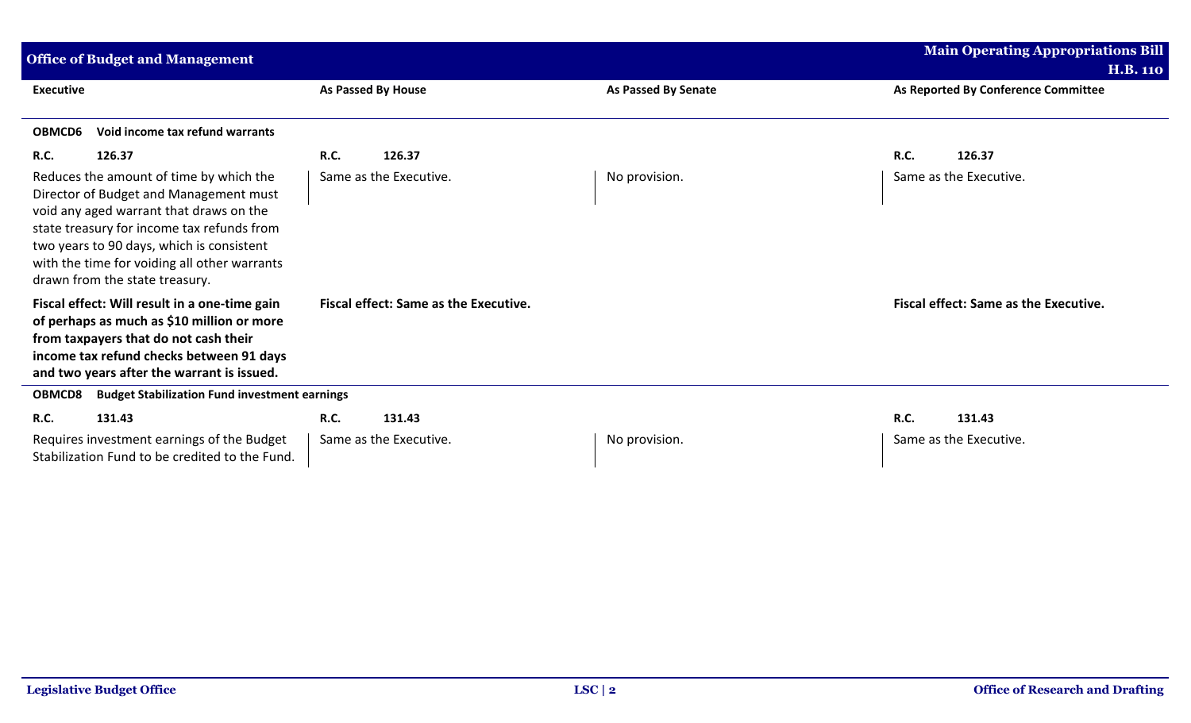| Executive | As Passed By House | As Passed By Senate | As Reported By Conference Committee |
|---|---|---|---|
| **OBMCD6 Void income tax refund warrants** | | | |
| **R.C. 126.37** | **R.C. 126.37** | | **R.C. 126.37** |
| Reduces the amount of time by which the Director of Budget and Management must void any aged warrant that draws on the state treasury for income tax refunds from two years to 90 days, which is consistent with the time for voiding all other warrants drawn from the state treasury. | Same as the Executive. | No provision. | Same as the Executive. |
| **Fiscal effect: Will result in a one-time gain of perhaps as much as $10 million or more from taxpayers that do not cash their income tax refund checks between 91 days and two years after the warrant is issued.** | **Fiscal effect: Same as the Executive.** | | **Fiscal effect: Same as the Executive.** |
| **OBMCD8 Budget Stabilization Fund investment earnings** | | | |
| **R.C. 131.43** | **R.C. 131.43** | | **R.C. 131.43** |
| Requires investment earnings of the Budget Stabilization Fund to be credited to the Fund. | Same as the Executive. | No provision. | Same as the Executive. |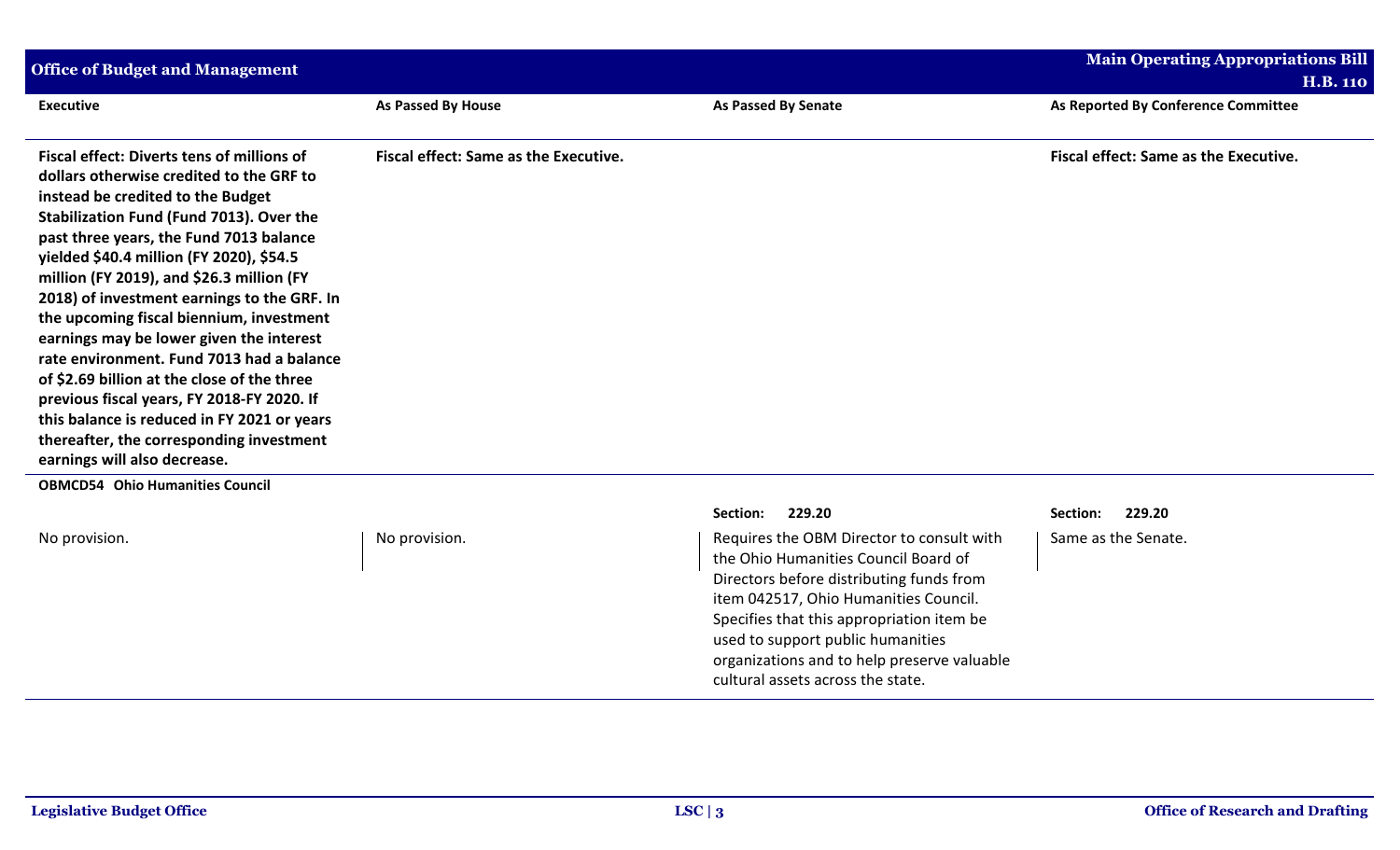| Executive | As Passed By House | As Passed By Senate | As Reported By Conference Committee |
|---|---|---|---|
| **Fiscal effect: Diverts tens of millions of dollars otherwise credited to the GRF to instead be credited to the Budget Stabilization Fund (Fund 7013). Over the past three years, the Fund 7013 balance yielded $40.4 million (FY 2020), $54.5 million (FY 2019), and $26.3 million (FY 2018) of investment earnings to the GRF. In the upcoming fiscal biennium, investment earnings may be lower given the interest rate environment. Fund 7013 had a balance of $2.69 billion at the close of the three previous fiscal years, FY 2018-FY 2020. If this balance is reduced in FY 2021 or years thereafter, the corresponding investment earnings will also decrease.** | **Fiscal effect: Same as the Executive.** | | **Fiscal effect: Same as the Executive.** |
| **OBMCD54 Ohio Humanities Council** | | | |
| | | **Section: 229.20** | **Section: 229.20** |
| No provision. | No provision. | Requires the OBM Director to consult with the Ohio Humanities Council Board of Directors before distributing funds from item 042517, Ohio Humanities Council. Specifies that this appropriation item be used to support public humanities organizations and to help preserve valuable cultural assets across the state. | Same as the Senate. |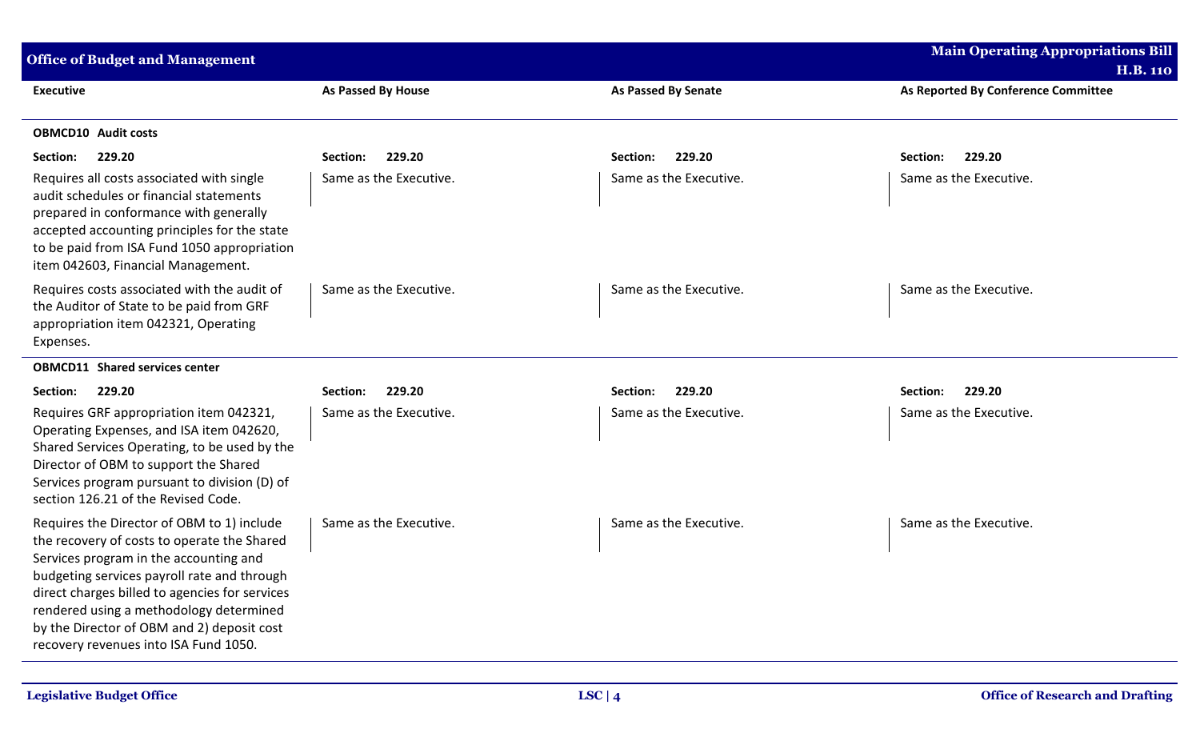| Executive | As Passed By House | As Passed By Senate | As Reported By Conference Committee |
|---|---|---|---|
| **OBMCD10 Audit costs** | | | |
| **Section: 229.20** | **Section: 229.20** | **Section: 229.20** | **Section: 229.20** |
| Requires all costs associated with single audit schedules or financial statements prepared in conformance with generally accepted accounting principles for the state to be paid from ISA Fund 1050 appropriation item 042603, Financial Management. | Same as the Executive. | Same as the Executive. | Same as the Executive. |
| Requires costs associated with the audit of the Auditor of State to be paid from GRF appropriation item 042321, Operating Expenses. | Same as the Executive. | Same as the Executive. | Same as the Executive. |
| **OBMCD11 Shared services center** | | | |
| **Section: 229.20** | **Section: 229.20** | **Section: 229.20** | **Section: 229.20** |
| Requires GRF appropriation item 042321, Operating Expenses, and ISA item 042620, Shared Services Operating, to be used by the Director of OBM to support the Shared Services program pursuant to division (D) of section 126.21 of the Revised Code. | Same as the Executive. | Same as the Executive. | Same as the Executive. |
| Requires the Director of OBM to 1) include the recovery of costs to operate the Shared Services program in the accounting and budgeting services payroll rate and through direct charges billed to agencies for services rendered using a methodology determined by the Director of OBM and 2) deposit cost recovery revenues into ISA Fund 1050. | Same as the Executive. | Same as the Executive. | Same as the Executive. |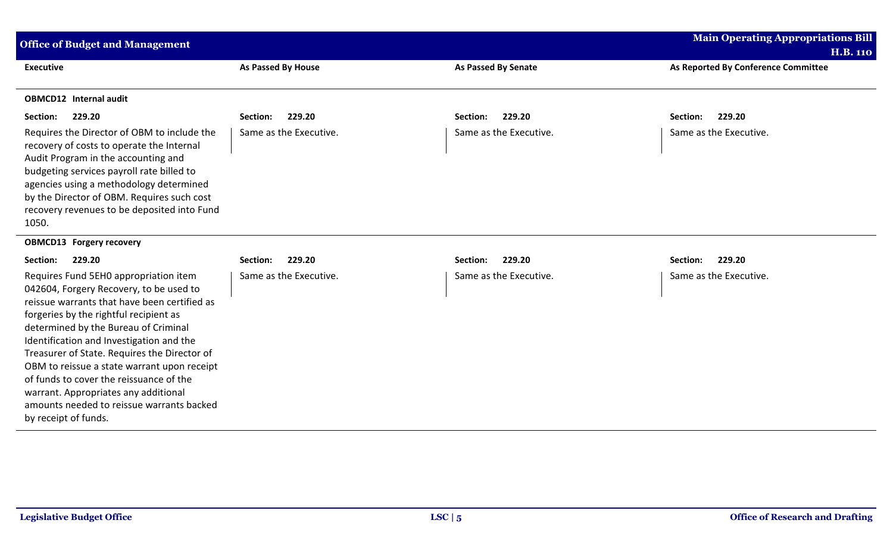| Executive | As Passed By House | As Passed By Senate | As Reported By Conference Committee |
|---|---|---|---|
| **OBMCD12 Internal audit** | | | |
| **Section: 229.20** | **Section: 229.20** | **Section: 229.20** | **Section: 229.20** |
| Requires the Director of OBM to include the recovery of costs to operate the Internal Audit Program in the accounting and budgeting services payroll rate billed to agencies using a methodology determined by the Director of OBM. Requires such cost recovery revenues to be deposited into Fund 1050. | Same as the Executive. | Same as the Executive. | Same as the Executive. |
| **OBMCD13 Forgery recovery** | | | |
| **Section: 229.20** | **Section: 229.20** | **Section: 229.20** | **Section: 229.20** |
| Requires Fund 5EH0 appropriation item 042604, Forgery Recovery, to be used to reissue warrants that have been certified as forgeries by the rightful recipient as determined by the Bureau of Criminal Identification and Investigation and the Treasurer of State. Requires the Director of OBM to reissue a state warrant upon receipt of funds to cover the reissuance of the warrant. Appropriates any additional amounts needed to reissue warrants backed by receipt of funds. | Same as the Executive. | Same as the Executive. | Same as the Executive. |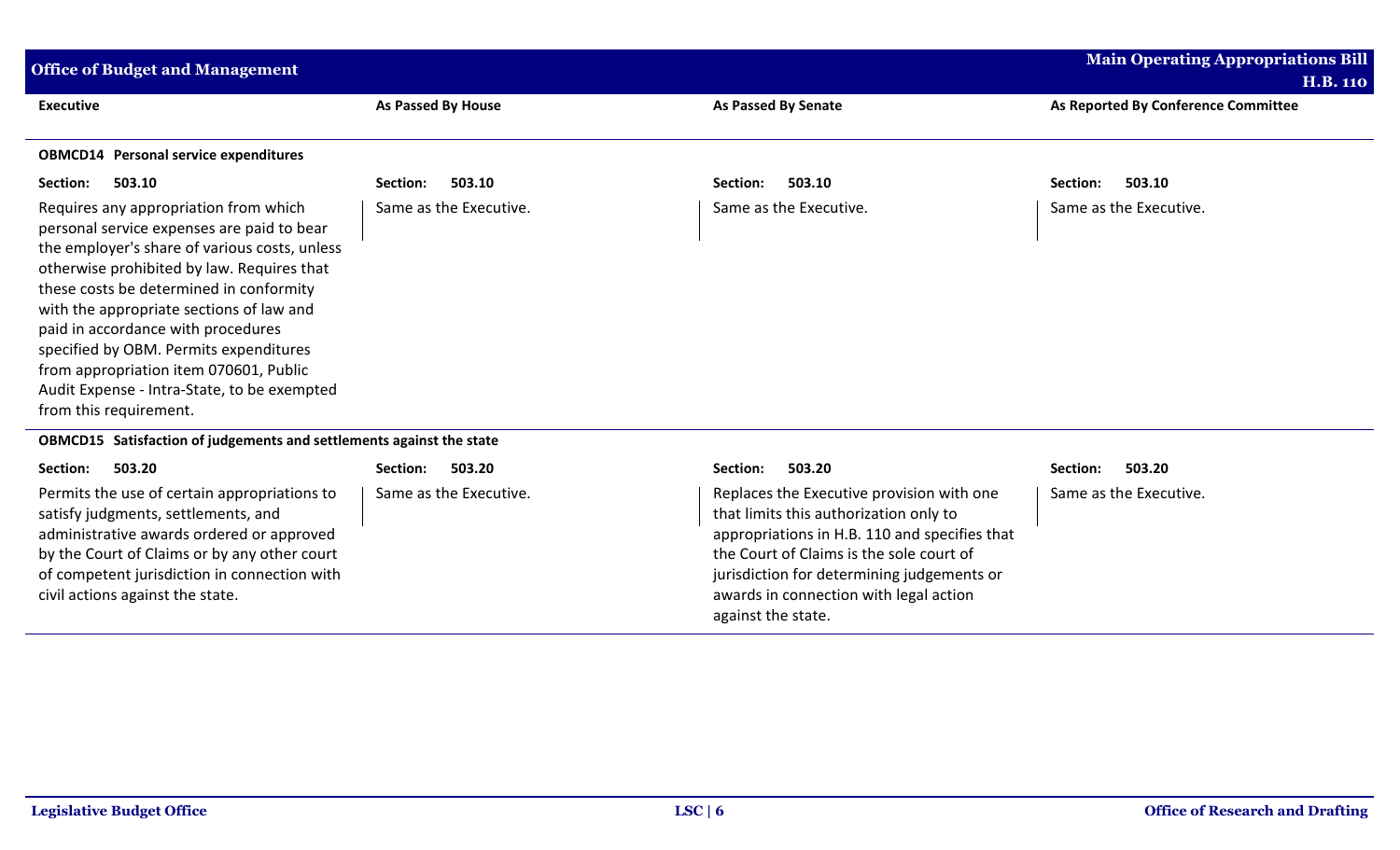| Executive | As Passed By House | As Passed By Senate | As Reported By Conference Committee |
|---|---|---|---|
| **OBMCD14 Personal service expenditures** | | | |
| **Section: 503.10** | **Section: 503.10** | **Section: 503.10** | **Section: 503.10** |
| Requires any appropriation from which personal service expenses are paid to bear the employer's share of various costs, unless otherwise prohibited by law. Requires that these costs be determined in conformity with the appropriate sections of law and paid in accordance with procedures specified by OBM. Permits expenditures from appropriation item 070601, Public Audit Expense - Intra-State, to be exempted from this requirement. | Same as the Executive. | Same as the Executive. | Same as the Executive. |
| **OBMCD15 Satisfaction of judgements and settlements against the state** | | | |
| **Section: 503.20** | **Section: 503.20** | **Section: 503.20** | **Section: 503.20** |
| Permits the use of certain appropriations to satisfy judgments, settlements, and administrative awards ordered or approved by the Court of Claims or by any other court of competent jurisdiction in connection with civil actions against the state. | Same as the Executive. | Replaces the Executive provision with one that limits this authorization only to appropriations in H.B. 110 and specifies that the Court of Claims is the sole court of jurisdiction for determining judgements or awards in connection with legal action against the state. | Same as the Executive. |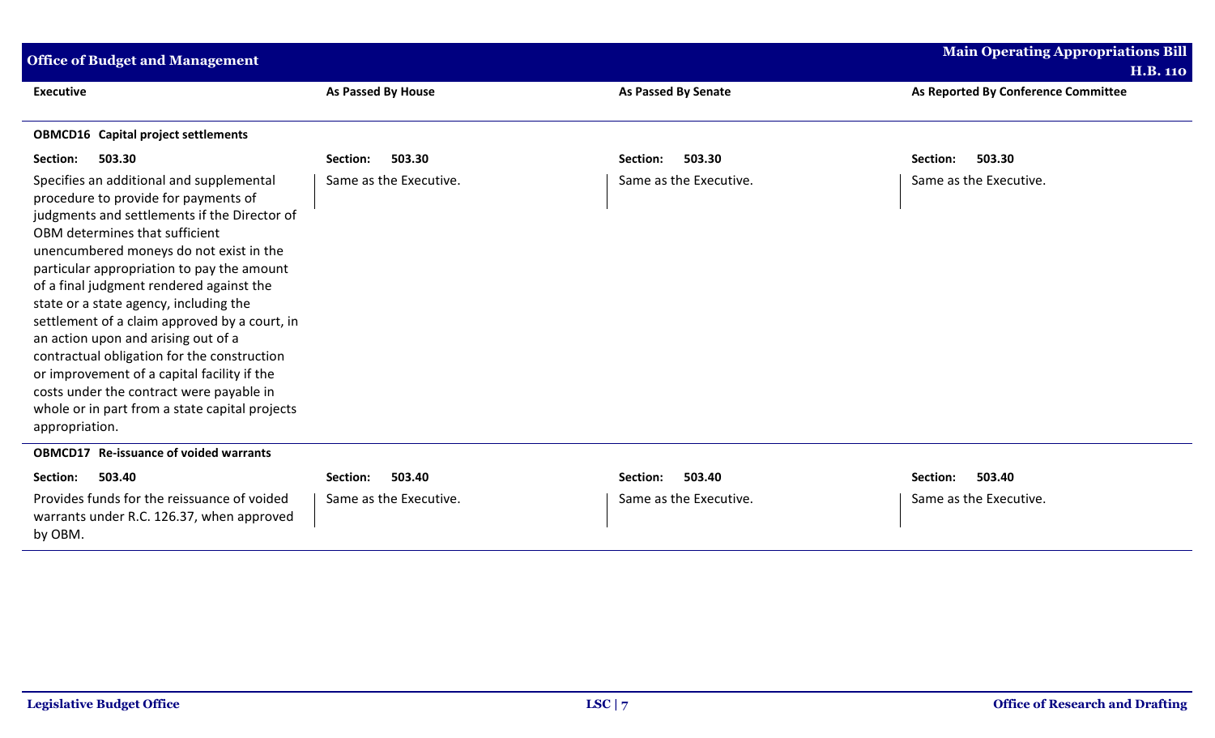| Executive | As Passed By House | As Passed By Senate | As Reported By Conference Committee |
|---|---|---|---|
| **OBMCD16 Capital project settlements** | | | |
| **Section: 503.30** | **Section: 503.30** | **Section: 503.30** | **Section: 503.30** |
| Specifies an additional and supplemental procedure to provide for payments of judgments and settlements if the Director of OBM determines that sufficient unencumbered moneys do not exist in the particular appropriation to pay the amount of a final judgment rendered against the state or a state agency, including the settlement of a claim approved by a court, in an action upon and arising out of a contractual obligation for the construction or improvement of a capital facility if the costs under the contract were payable in whole or in part from a state capital projects appropriation. | Same as the Executive. | Same as the Executive. | Same as the Executive. |
| **OBMCD17 Re-issuance of voided warrants** | | | |
| **Section: 503.40** | **Section: 503.40** | **Section: 503.40** | **Section: 503.40** |
| Provides funds for the reissuance of voided warrants under R.C. 126.37, when approved by OBM. | Same as the Executive. | Same as the Executive. | Same as the Executive. |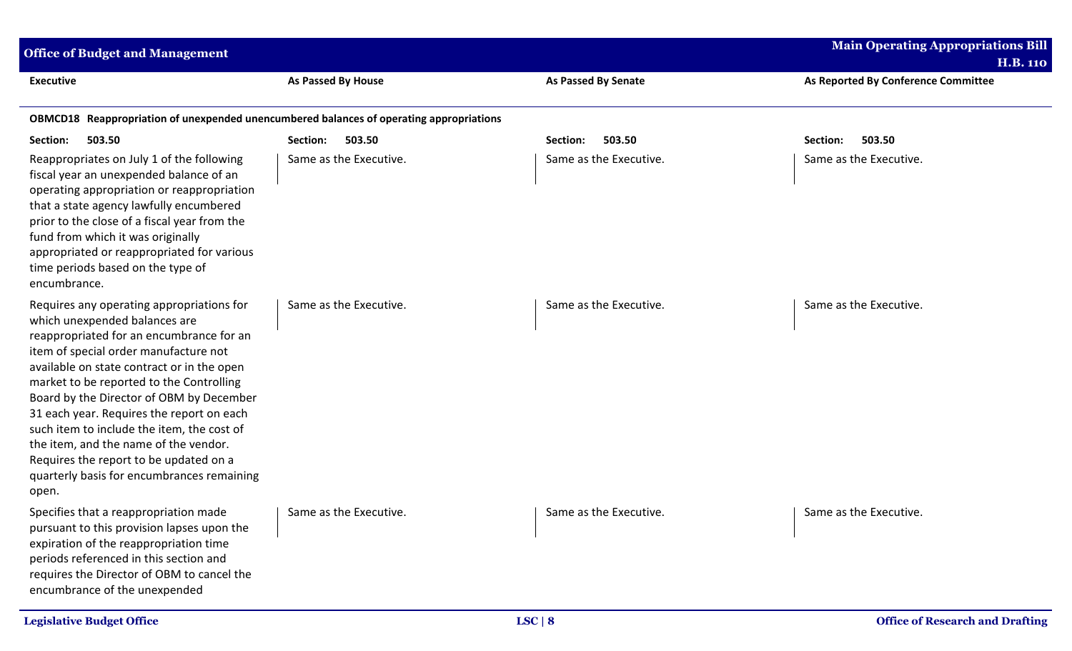| Executive | As Passed By House | As Passed By Senate | As Reported By Conference Committee |
|---|---|---|---|
| **OBMCD18 Reappropriation of unexpended unencumbered balances of operating appropriations** | | | |
| **Section: 503.50** | **Section: 503.50** | **Section: 503.50** | **Section: 503.50** |
| Reappropriates on July 1 of the following fiscal year an unexpended balance of an operating appropriation or reappropriation that a state agency lawfully encumbered prior to the close of a fiscal year from the fund from which it was originally appropriated or reappropriated for various time periods based on the type of encumbrance. | Same as the Executive. | Same as the Executive. | Same as the Executive. |
| Requires any operating appropriations for which unexpended balances are reappropriated for an encumbrance for an item of special order manufacture not available on state contract or in the open market to be reported to the Controlling Board by the Director of OBM by December 31 each year. Requires the report on each such item to include the item, the cost of the item, and the name of the vendor. Requires the report to be updated on a quarterly basis for encumbrances remaining open. | Same as the Executive. | Same as the Executive. | Same as the Executive. |
| Specifies that a reappropriation made pursuant to this provision lapses upon the expiration of the reappropriation time periods referenced in this section and requires the Director of OBM to cancel the encumbrance of the unexpended | Same as the Executive. | Same as the Executive. | Same as the Executive. |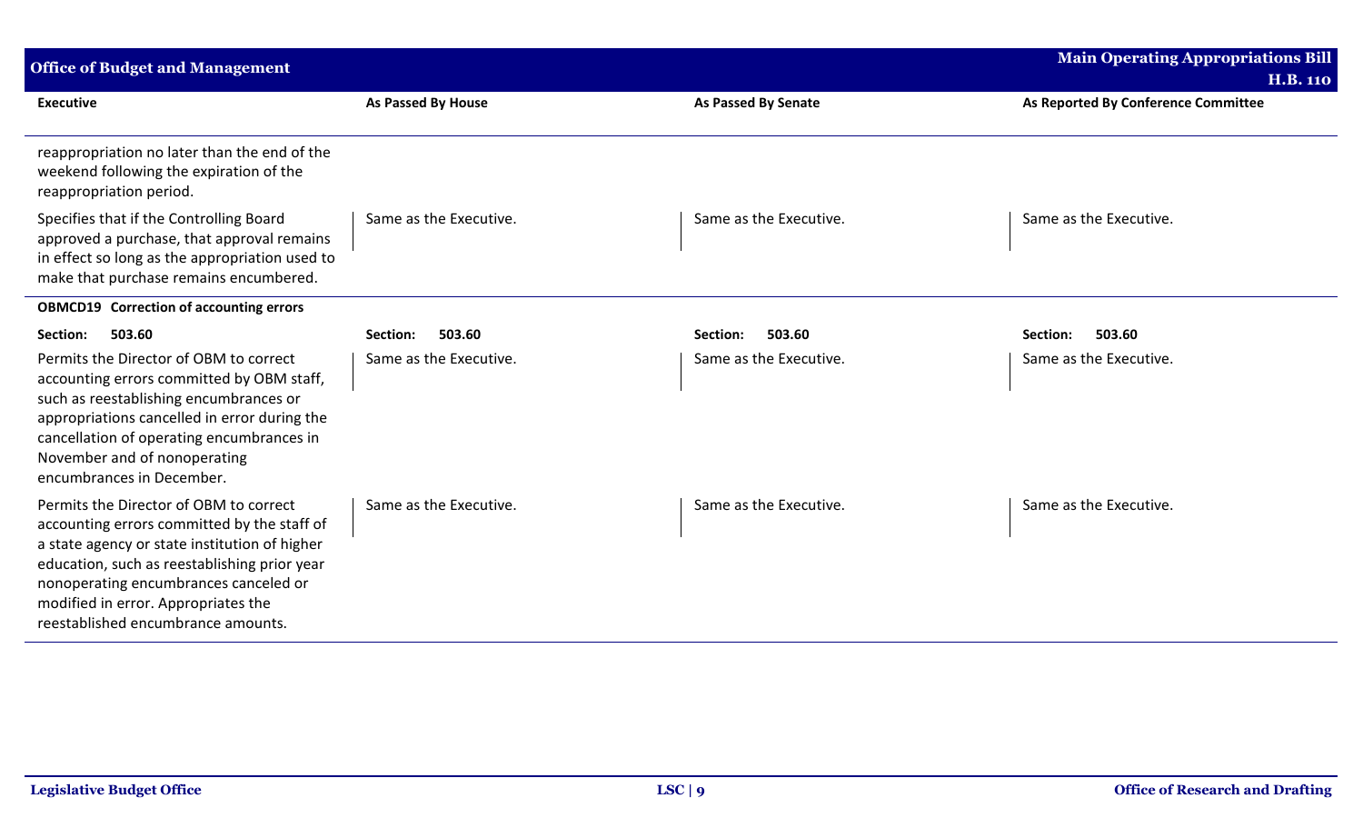| Executive | As Passed By House | As Passed By Senate | As Reported By Conference Committee |
|---|---|---|---|
| reappropriation no later than the end of the weekend following the expiration of the reappropriation period. | | | |
| Specifies that if the Controlling Board approved a purchase, that approval remains in effect so long as the appropriation used to make that purchase remains encumbered. | Same as the Executive. | Same as the Executive. | Same as the Executive. |
| **OBMCD19 Correction of accounting errors** | | | |
| **Section: 503.60** | **Section: 503.60** | **Section: 503.60** | **Section: 503.60** |
| Permits the Director of OBM to correct accounting errors committed by OBM staff, such as reestablishing encumbrances or appropriations cancelled in error during the cancellation of operating encumbrances in November and of nonoperating encumbrances in December. | Same as the Executive. | Same as the Executive. | Same as the Executive. |
| Permits the Director of OBM to correct accounting errors committed by the staff of a state agency or state institution of higher education, such as reestablishing prior year nonoperating encumbrances canceled or modified in error. Appropriates the reestablished encumbrance amounts. | Same as the Executive. | Same as the Executive. | Same as the Executive. |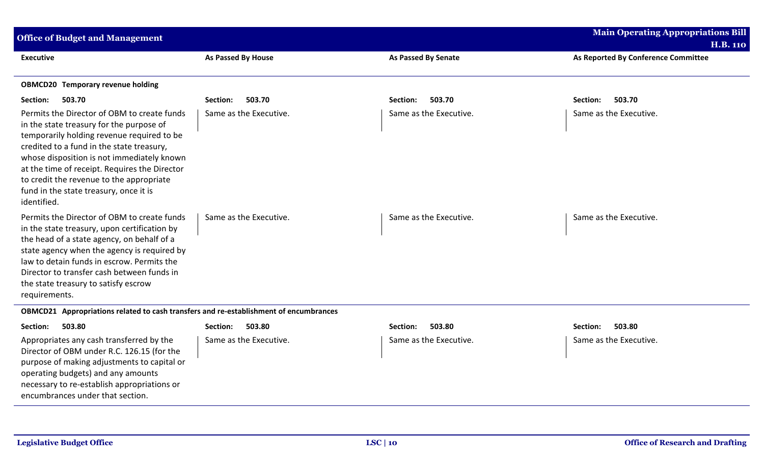| Executive | As Passed By House | As Passed By Senate | As Reported By Conference Committee |
|---|---|---|---|
| **OBMCD20 Temporary revenue holding** | | | |
| **Section: 503.70** | **Section: 503.70** | **Section: 503.70** | **Section: 503.70** |
| Permits the Director of OBM to create funds in the state treasury for the purpose of temporarily holding revenue required to be credited to a fund in the state treasury, whose disposition is not immediately known at the time of receipt. Requires the Director to credit the revenue to the appropriate fund in the state treasury, once it is identified. | Same as the Executive. | Same as the Executive. | Same as the Executive. |
| Permits the Director of OBM to create funds in the state treasury, upon certification by the head of a state agency, on behalf of a state agency when the agency is required by law to detain funds in escrow. Permits the Director to transfer cash between funds in the state treasury to satisfy escrow requirements. | Same as the Executive. | Same as the Executive. | Same as the Executive. |
| **OBMCD21 Appropriations related to cash transfers and re-establishment of encumbrances** | | | |
| **Section: 503.80** | **Section: 503.80** | **Section: 503.80** | **Section: 503.80** |
| Appropriates any cash transferred by the Director of OBM under R.C. 126.15 (for the purpose of making adjustments to capital or operating budgets) and any amounts necessary to re-establish appropriations or encumbrances under that section. | Same as the Executive. | Same as the Executive. | Same as the Executive. |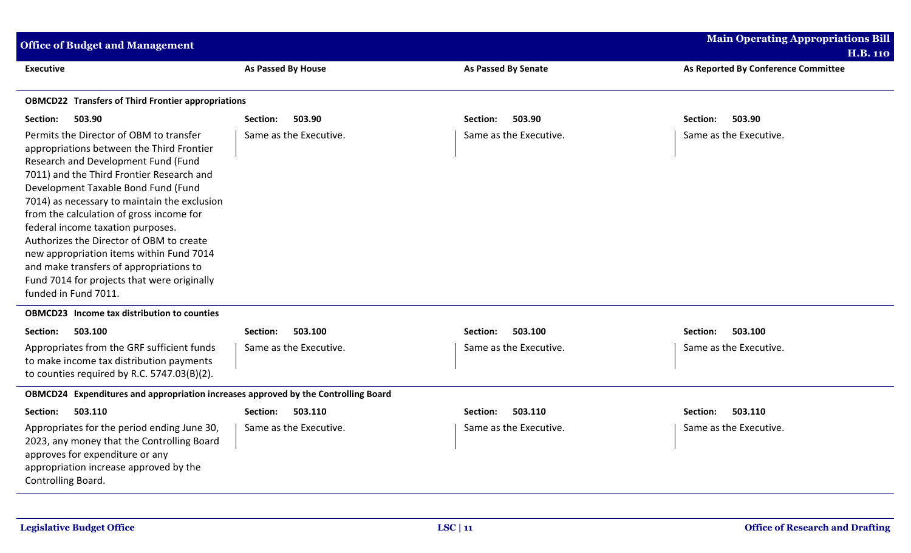| Executive | As Passed By House | As Passed By Senate | As Reported By Conference Committee |
|---|---|---|---|
| **OBMCD22 Transfers of Third Frontier appropriations** | | | |
| **Section: 503.90** | **Section: 503.90** | **Section: 503.90** | **Section: 503.90** |
| Permits the Director of OBM to transfer appropriations between the Third Frontier Research and Development Fund (Fund 7011) and the Third Frontier Research and Development Taxable Bond Fund (Fund 7014) as necessary to maintain the exclusion from the calculation of gross income for federal income taxation purposes. Authorizes the Director of OBM to create new appropriation items within Fund 7014 and make transfers of appropriations to Fund 7014 for projects that were originally funded in Fund 7011. | Same as the Executive. | Same as the Executive. | Same as the Executive. |
| **OBMCD23 Income tax distribution to counties** | | | |
| **Section: 503.100** | **Section: 503.100** | **Section: 503.100** | **Section: 503.100** |
| Appropriates from the GRF sufficient funds to make income tax distribution payments to counties required by R.C. 5747.03(B)(2). | Same as the Executive. | Same as the Executive. | Same as the Executive. |
| **OBMCD24 Expenditures and appropriation increases approved by the Controlling Board** | | | |
| **Section: 503.110** | **Section: 503.110** | **Section: 503.110** | **Section: 503.110** |
| Appropriates for the period ending June 30, 2023, any money that the Controlling Board approves for expenditure or any appropriation increase approved by the Controlling Board. | Same as the Executive. | Same as the Executive. | Same as the Executive. |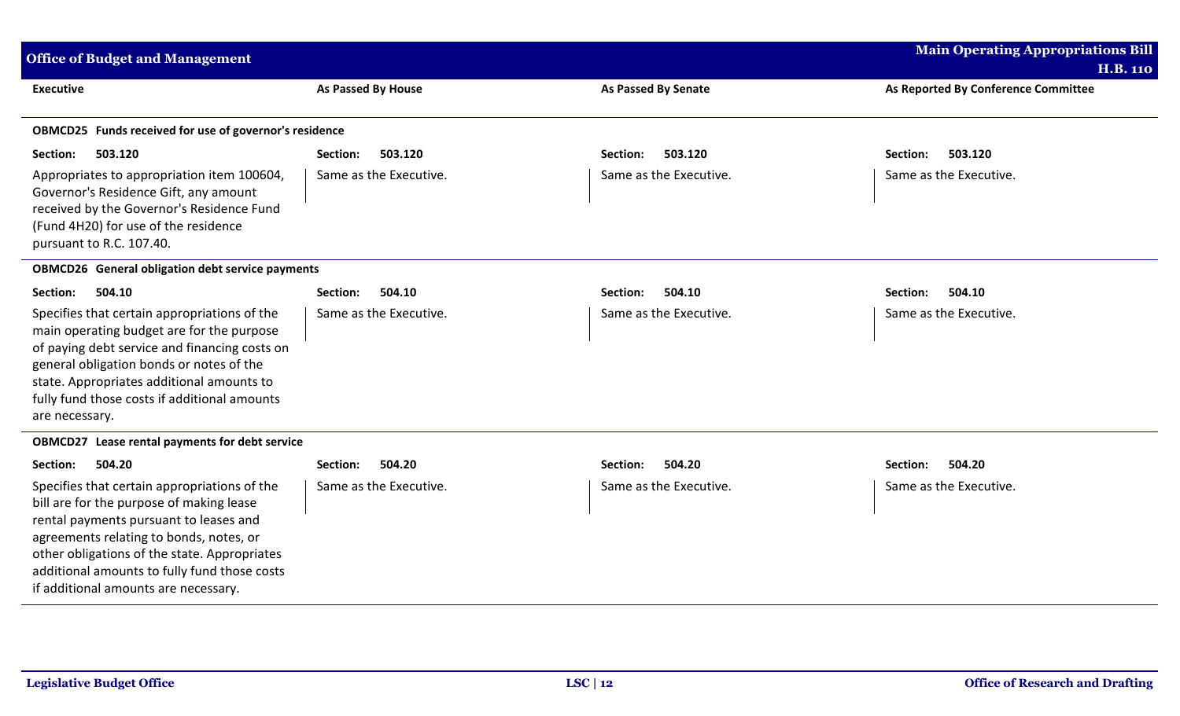| Executive | As Passed By House | As Passed By Senate | As Reported By Conference Committee |
|---|---|---|---|
| **OBMCD25 Funds received for use of governor's residence** | | | |
| **Section: 503.120** | **Section: 503.120** | **Section: 503.120** | **Section: 503.120** |
| Appropriates to appropriation item 100604, Governor's Residence Gift, any amount received by the Governor's Residence Fund (Fund 4H20) for use of the residence pursuant to R.C. 107.40. | Same as the Executive. | Same as the Executive. | Same as the Executive. |
| **OBMCD26 General obligation debt service payments** | | | |
| **Section: 504.10** | **Section: 504.10** | **Section: 504.10** | **Section: 504.10** |
| Specifies that certain appropriations of the main operating budget are for the purpose of paying debt service and financing costs on general obligation bonds or notes of the state. Appropriates additional amounts to fully fund those costs if additional amounts are necessary. | Same as the Executive. | Same as the Executive. | Same as the Executive. |
| **OBMCD27 Lease rental payments for debt service** | | | |
| **Section: 504.20** | **Section: 504.20** | **Section: 504.20** | **Section: 504.20** |
| Specifies that certain appropriations of the bill are for the purpose of making lease rental payments pursuant to leases and agreements relating to bonds, notes, or other obligations of the state. Appropriates additional amounts to fully fund those costs if additional amounts are necessary. | Same as the Executive. | Same as the Executive. | Same as the Executive. |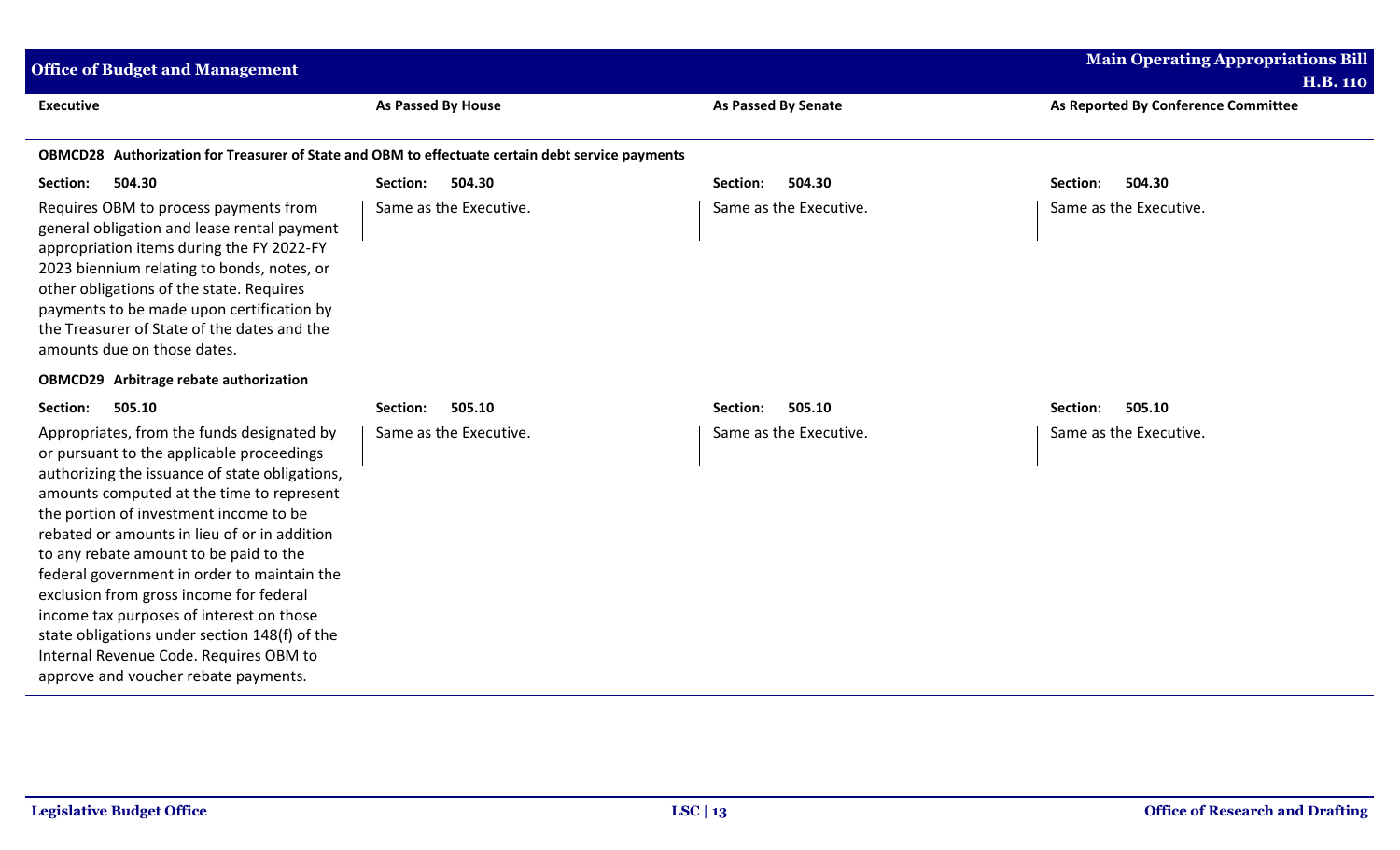| Executive | As Passed By House | As Passed By Senate | As Reported By Conference Committee |
|---|---|---|---|
| **OBMCD28 Authorization for Treasurer of State and OBM to effectuate certain debt service payments** | | | |
| **Section: 504.30** | **Section: 504.30** | **Section: 504.30** | **Section: 504.30** |
| Requires OBM to process payments from general obligation and lease rental payment appropriation items during the FY 2022-FY 2023 biennium relating to bonds, notes, or other obligations of the state. Requires payments to be made upon certification by the Treasurer of State of the dates and the amounts due on those dates. | Same as the Executive. | Same as the Executive. | Same as the Executive. |
| **OBMCD29 Arbitrage rebate authorization** | | | |
| **Section: 505.10** | **Section: 505.10** | **Section: 505.10** | **Section: 505.10** |
| Appropriates, from the funds designated by or pursuant to the applicable proceedings authorizing the issuance of state obligations, amounts computed at the time to represent the portion of investment income to be rebated or amounts in lieu of or in addition to any rebate amount to be paid to the federal government in order to maintain the exclusion from gross income for federal income tax purposes of interest on those state obligations under section 148(f) of the Internal Revenue Code. Requires OBM to approve and voucher rebate payments. | Same as the Executive. | Same as the Executive. | Same as the Executive. |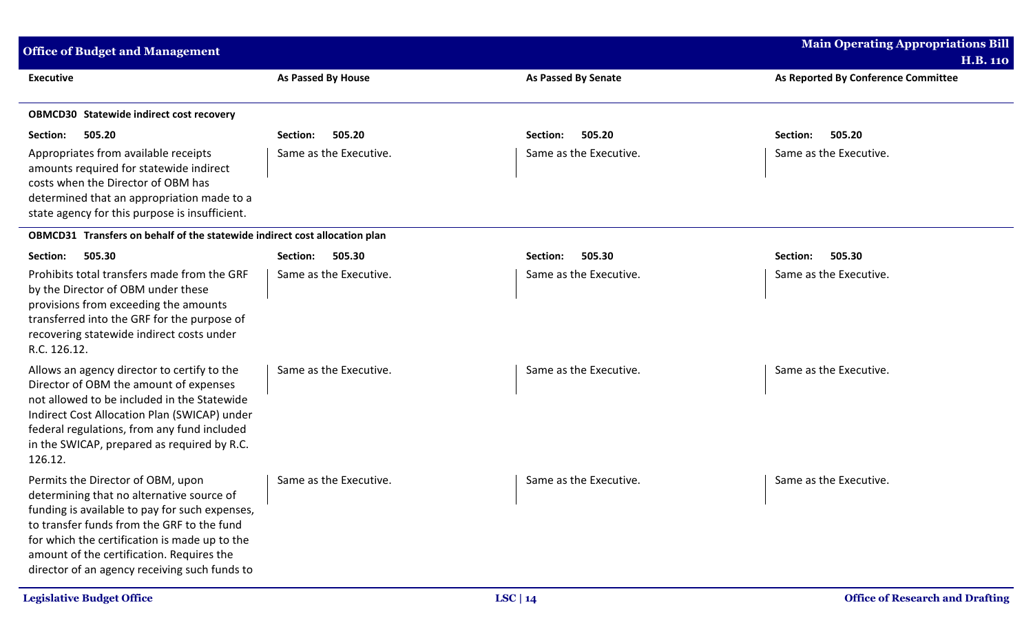| Executive | As Passed By House | As Passed By Senate | As Reported By Conference Committee |
|---|---|---|---|
| **OBMCD30 Statewide indirect cost recovery** | | | |
| **Section: 505.20** | **Section: 505.20** | **Section: 505.20** | **Section: 505.20** |
| Appropriates from available receipts amounts required for statewide indirect costs when the Director of OBM has determined that an appropriation made to a state agency for this purpose is insufficient. | Same as the Executive. | Same as the Executive. | Same as the Executive. |
| **OBMCD31 Transfers on behalf of the statewide indirect cost allocation plan** | | | |
| **Section: 505.30** | **Section: 505.30** | **Section: 505.30** | **Section: 505.30** |
| Prohibits total transfers made from the GRF by the Director of OBM under these provisions from exceeding the amounts transferred into the GRF for the purpose of recovering statewide indirect costs under R.C. 126.12. | Same as the Executive. | Same as the Executive. | Same as the Executive. |
| Allows an agency director to certify to the Director of OBM the amount of expenses not allowed to be included in the Statewide Indirect Cost Allocation Plan (SWICAP) under federal regulations, from any fund included in the SWICAP, prepared as required by R.C. 126.12. | Same as the Executive. | Same as the Executive. | Same as the Executive. |
| Permits the Director of OBM, upon determining that no alternative source of funding is available to pay for such expenses, to transfer funds from the GRF to the fund for which the certification is made up to the amount of the certification. Requires the director of an agency receiving such funds to | Same as the Executive. | Same as the Executive. | Same as the Executive. |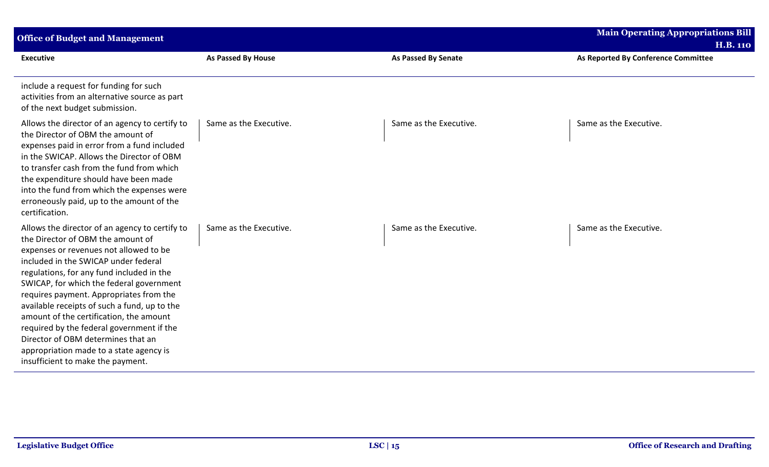| Executive | As Passed By House | As Passed By Senate | As Reported By Conference Committee |
|---|---|---|---|
| include a request for funding for such activities from an alternative source as part of the next budget submission. | | | |
| Allows the director of an agency to certify to the Director of OBM the amount of expenses paid in error from a fund included in the SWICAP. Allows the Director of OBM to transfer cash from the fund from which the expenditure should have been made into the fund from which the expenses were erroneously paid, up to the amount of the certification. | Same as the Executive. | Same as the Executive. | Same as the Executive. |
| Allows the director of an agency to certify to the Director of OBM the amount of expenses or revenues not allowed to be included in the SWICAP under federal regulations, for any fund included in the SWICAP, for which the federal government requires payment. Appropriates from the available receipts of such a fund, up to the amount of the certification, the amount required by the federal government if the Director of OBM determines that an appropriation made to a state agency is insufficient to make the payment. | Same as the Executive. | Same as the Executive. | Same as the Executive. |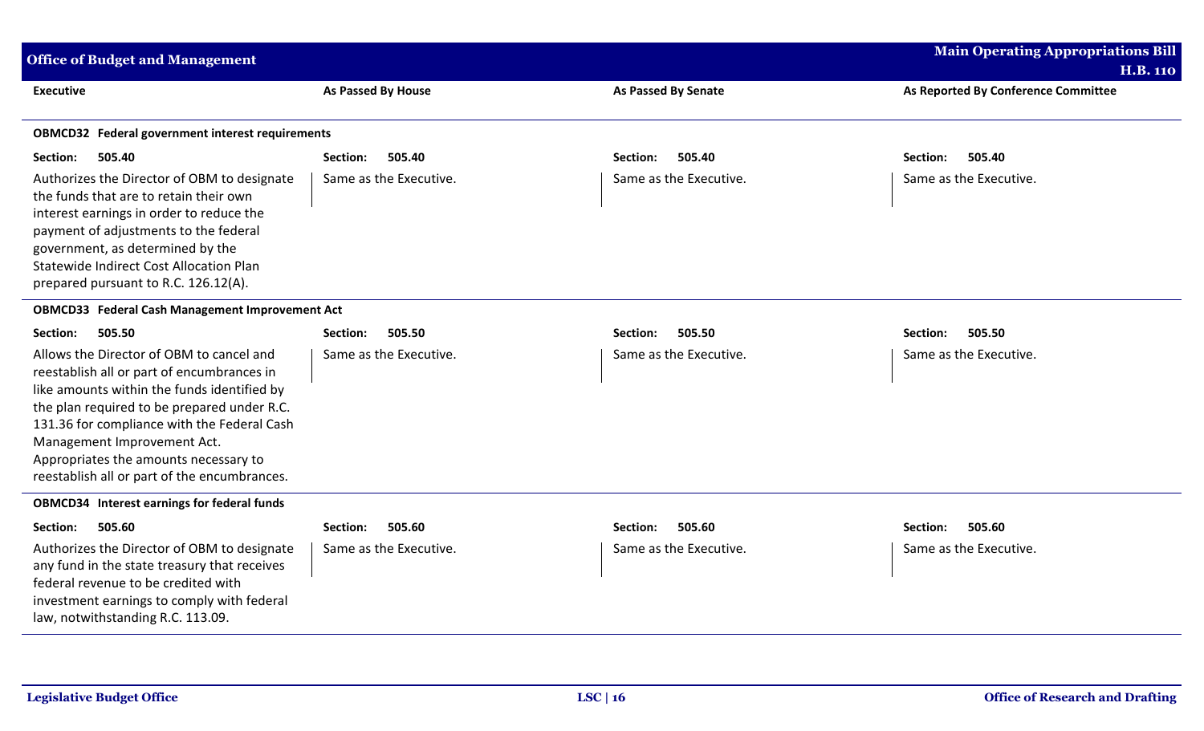| Executive | As Passed By House | As Passed By Senate | As Reported By Conference Committee |
|---|---|---|---|
| **OBMCD32 Federal government interest requirements** | | | |
| **Section: 505.40** | **Section: 505.40** | **Section: 505.40** | **Section: 505.40** |
| Authorizes the Director of OBM to designate the funds that are to retain their own interest earnings in order to reduce the payment of adjustments to the federal government, as determined by the Statewide Indirect Cost Allocation Plan prepared pursuant to R.C. 126.12(A). | Same as the Executive. | Same as the Executive. | Same as the Executive. |
| **OBMCD33 Federal Cash Management Improvement Act** | | | |
| **Section: 505.50** | **Section: 505.50** | **Section: 505.50** | **Section: 505.50** |
| Allows the Director of OBM to cancel and reestablish all or part of encumbrances in like amounts within the funds identified by the plan required to be prepared under R.C. 131.36 for compliance with the Federal Cash Management Improvement Act. Appropriates the amounts necessary to reestablish all or part of the encumbrances. | Same as the Executive. | Same as the Executive. | Same as the Executive. |
| **OBMCD34 Interest earnings for federal funds** | | | |
| **Section: 505.60** | **Section: 505.60** | **Section: 505.60** | **Section: 505.60** |
| Authorizes the Director of OBM to designate any fund in the state treasury that receives federal revenue to be credited with investment earnings to comply with federal law, notwithstanding R.C. 113.09. | Same as the Executive. | Same as the Executive. | Same as the Executive. |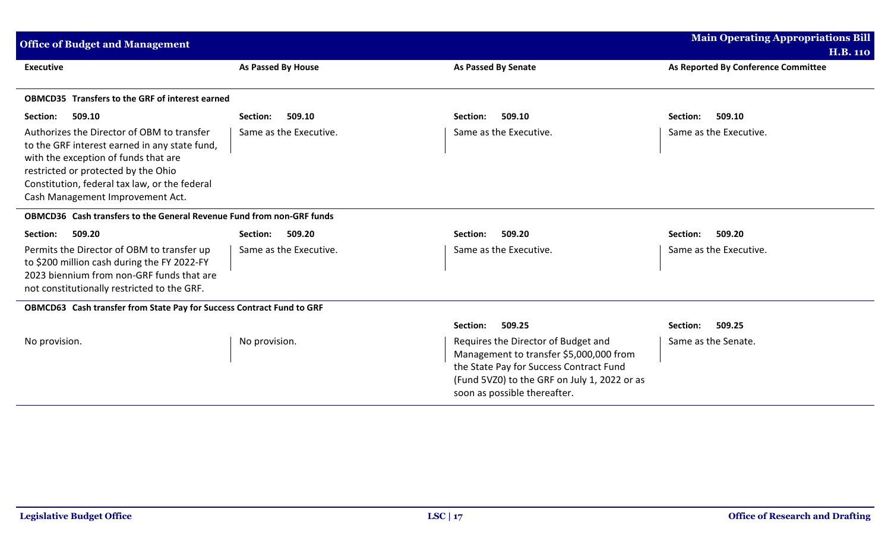| Executive | As Passed By House | As Passed By Senate | As Reported By Conference Committee |
|---|---|---|---|
| **OBMCD35 Transfers to the GRF of interest earned** | | | |
| **Section: 509.10** | **Section: 509.10** | **Section: 509.10** | **Section: 509.10** |
| Authorizes the Director of OBM to transfer to the GRF interest earned in any state fund, with the exception of funds that are restricted or protected by the Ohio Constitution, federal tax law, or the federal Cash Management Improvement Act. | Same as the Executive. | Same as the Executive. | Same as the Executive. |
| **OBMCD36 Cash transfers to the General Revenue Fund from non-GRF funds** | | | |
| **Section: 509.20** | **Section: 509.20** | **Section: 509.20** | **Section: 509.20** |
| Permits the Director of OBM to transfer up to $200 million cash during the FY 2022-FY 2023 biennium from non-GRF funds that are not constitutionally restricted to the GRF. | Same as the Executive. | Same as the Executive. | Same as the Executive. |
| **OBMCD63 Cash transfer from State Pay for Success Contract Fund to GRF** | | | |
| | | **Section: 509.25** | **Section: 509.25** |
| No provision. | No provision. | Requires the Director of Budget and Management to transfer $5,000,000 from the State Pay for Success Contract Fund (Fund 5VZ0) to the GRF on July 1, 2022 or as soon as possible thereafter. | Same as the Senate. |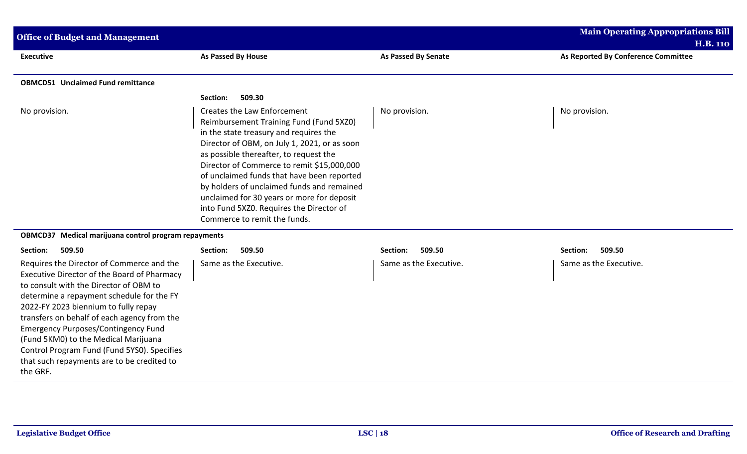| Executive | As Passed By House | As Passed By Senate | As Reported By Conference Committee |
|---|---|---|---|
| **OBMCD51 Unclaimed Fund remittance** | | | |
| | **Section: 509.30** | | |
| No provision. | Creates the Law Enforcement Reimbursement Training Fund (Fund 5XZ0) in the state treasury and requires the Director of OBM, on July 1, 2021, or as soon as possible thereafter, to request the Director of Commerce to remit $15,000,000 of unclaimed funds that have been reported by holders of unclaimed funds and remained unclaimed for 30 years or more for deposit into Fund 5XZ0. Requires the Director of Commerce to remit the funds. | No provision. | No provision. |
| **OBMCD37 Medical marijuana control program repayments** | | | |
| **Section: 509.50** | **Section: 509.50** | **Section: 509.50** | **Section: 509.50** |
| Requires the Director of Commerce and the Executive Director of the Board of Pharmacy to consult with the Director of OBM to determine a repayment schedule for the FY 2022-FY 2023 biennium to fully repay transfers on behalf of each agency from the Emergency Purposes/Contingency Fund (Fund 5KM0) to the Medical Marijuana Control Program Fund (Fund 5YS0). Specifies that such repayments are to be credited to the GRF. | Same as the Executive. | Same as the Executive. | Same as the Executive. |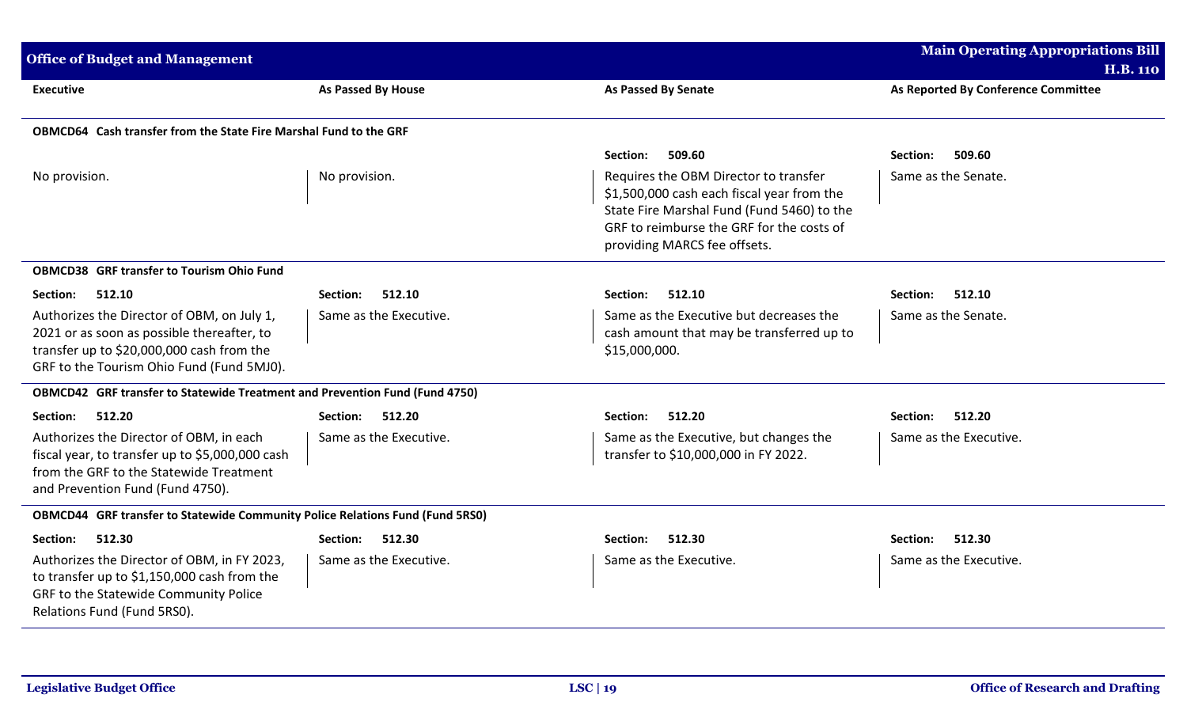| Executive | As Passed By House | As Passed By Senate | As Reported By Conference Committee |
|---|---|---|---|
| **OBMCD64 Cash transfer from the State Fire Marshal Fund to the GRF** | | | |
| | | Section: 509.60 | Section: 509.60 |
| No provision. | No provision. | Requires the OBM Director to transfer $1,500,000 cash each fiscal year from the State Fire Marshal Fund (Fund 5460) to the GRF to reimburse the GRF for the costs of providing MARCS fee offsets. | Same as the Senate. |
| **OBMCD38 GRF transfer to Tourism Ohio Fund** | | | |
| Section: 512.10 | Section: 512.10 | Section: 512.10 | Section: 512.10 |
| Authorizes the Director of OBM, on July 1, 2021 or as soon as possible thereafter, to transfer up to $20,000,000 cash from the GRF to the Tourism Ohio Fund (Fund 5MJ0). | Same as the Executive. | Same as the Executive but decreases the cash amount that may be transferred up to $15,000,000. | Same as the Senate. |
| **OBMCD42 GRF transfer to Statewide Treatment and Prevention Fund (Fund 4750)** | | | |
| Section: 512.20 | Section: 512.20 | Section: 512.20 | Section: 512.20 |
| Authorizes the Director of OBM, in each fiscal year, to transfer up to $5,000,000 cash from the GRF to the Statewide Treatment and Prevention Fund (Fund 4750). | Same as the Executive. | Same as the Executive, but changes the transfer to $10,000,000 in FY 2022. | Same as the Executive. |
| **OBMCD44 GRF transfer to Statewide Community Police Relations Fund (Fund 5RS0)** | | | |
| Section: 512.30 | Section: 512.30 | Section: 512.30 | Section: 512.30 |
| Authorizes the Director of OBM, in FY 2023, to transfer up to $1,150,000 cash from the GRF to the Statewide Community Police Relations Fund (Fund 5RS0). | Same as the Executive. | Same as the Executive. | Same as the Executive. |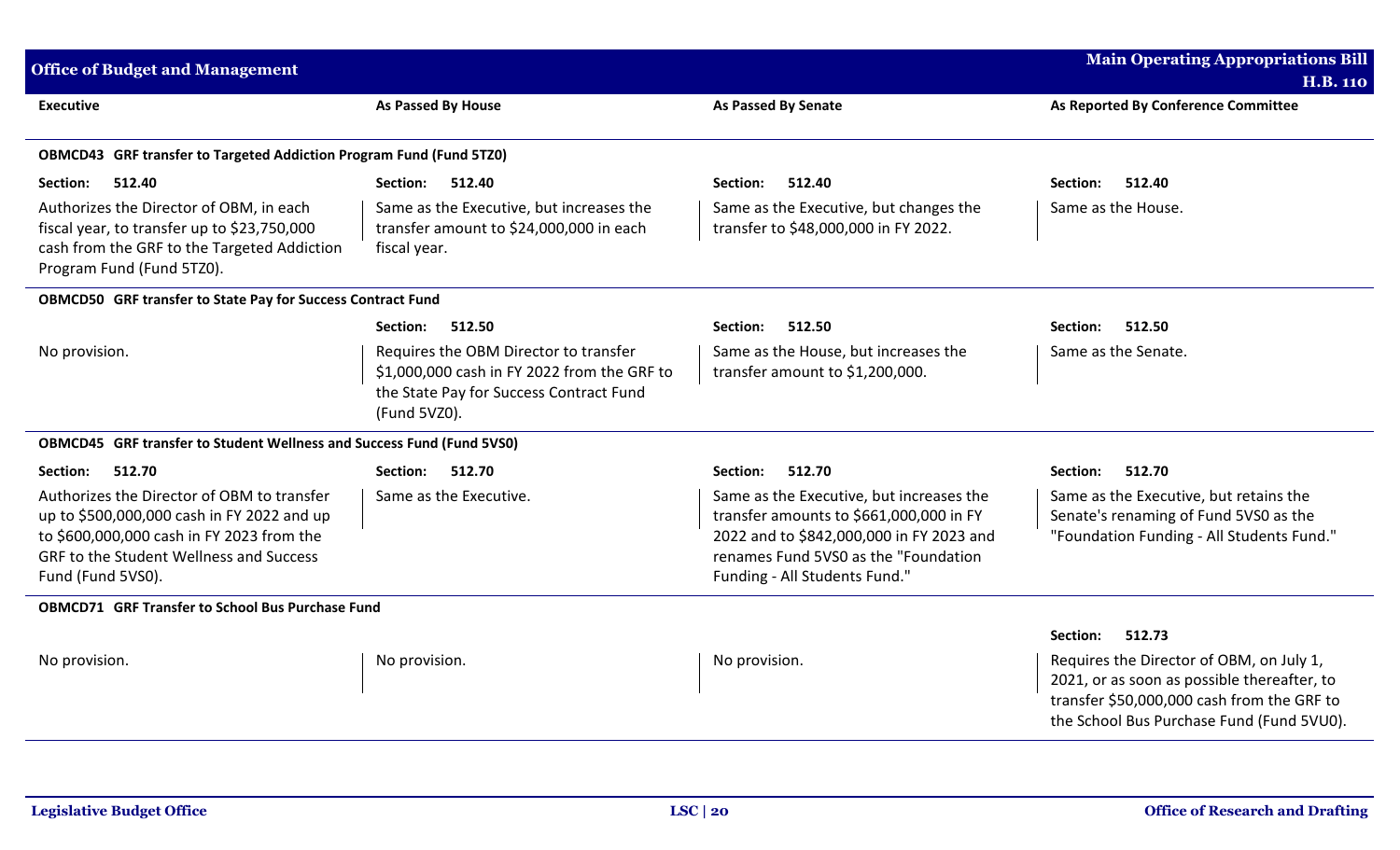| Executive | As Passed By House | As Passed By Senate | As Reported By Conference Committee |
|---|---|---|---|
| **OBMCD43 GRF transfer to Targeted Addiction Program Fund (Fund 5TZ0)** | | | |
| **Section: 512.40** | **Section: 512.40** | **Section: 512.40** | **Section: 512.40** |
| Authorizes the Director of OBM, in each fiscal year, to transfer up to $23,750,000 cash from the GRF to the Targeted Addiction Program Fund (Fund 5TZ0). | Same as the Executive, but increases the transfer amount to $24,000,000 in each fiscal year. | Same as the Executive, but changes the transfer to $48,000,000 in FY 2022. | Same as the House. |
| **OBMCD50 GRF transfer to State Pay for Success Contract Fund** | | | |
| | **Section: 512.50** | **Section: 512.50** | **Section: 512.50** |
| No provision. | Requires the OBM Director to transfer $1,000,000 cash in FY 2022 from the GRF to the State Pay for Success Contract Fund (Fund 5VZ0). | Same as the House, but increases the transfer amount to $1,200,000. | Same as the Senate. |
| **OBMCD45 GRF transfer to Student Wellness and Success Fund (Fund 5VS0)** | | | |
| **Section: 512.70** | **Section: 512.70** | **Section: 512.70** | **Section: 512.70** |
| Authorizes the Director of OBM to transfer up to $500,000,000 cash in FY 2022 and up to $600,000,000 cash in FY 2023 from the GRF to the Student Wellness and Success Fund (Fund 5VS0). | Same as the Executive. | Same as the Executive, but increases the transfer amounts to $661,000,000 in FY 2022 and to $842,000,000 in FY 2023 and renames Fund 5VS0 as the "Foundation Funding - All Students Fund." | Same as the Executive, but retains the Senate's renaming of Fund 5VS0 as the "Foundation Funding - All Students Fund." |
| **OBMCD71 GRF Transfer to School Bus Purchase Fund** | | | |
| | | | **Section: 512.73** |
| No provision. | No provision. | No provision. | Requires the Director of OBM, on July 1, 2021, or as soon as possible thereafter, to transfer $50,000,000 cash from the GRF to the School Bus Purchase Fund (Fund 5VU0). |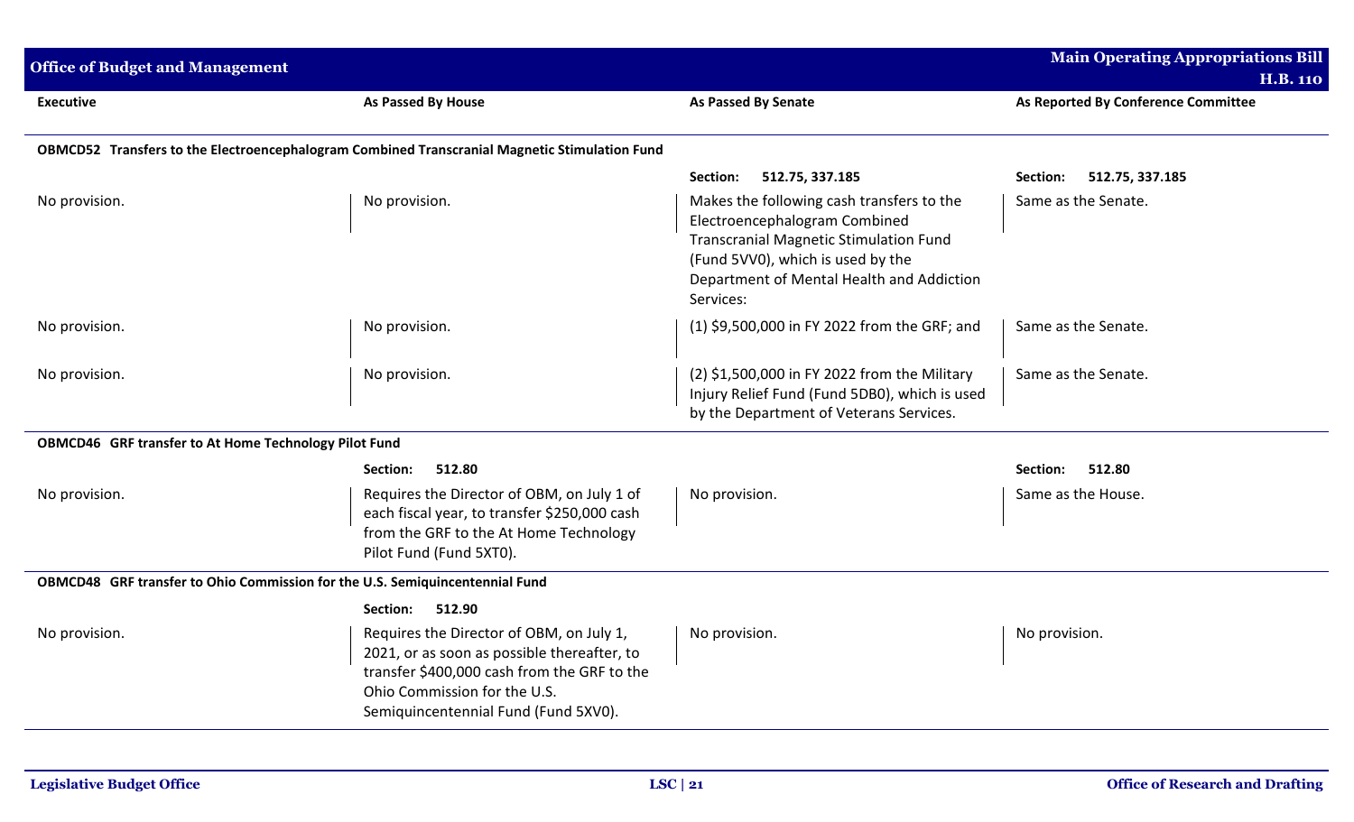| Executive | As Passed By House | As Passed By Senate | As Reported By Conference Committee |
|---|---|---|---|
| **OBMCD52 Transfers to the Electroencephalogram Combined Transcranial Magnetic Stimulation Fund** | | | |
| | | **Section: 512.75, 337.185** | **Section: 512.75, 337.185** |
| No provision. | No provision. | Makes the following cash transfers to the Electroencephalogram Combined Transcranial Magnetic Stimulation Fund (Fund 5VV0), which is used by the Department of Mental Health and Addiction Services: | Same as the Senate. |
| No provision. | No provision. | (1) $9,500,000 in FY 2022 from the GRF; and | Same as the Senate. |
| No provision. | No provision. | (2) $1,500,000 in FY 2022 from the Military Injury Relief Fund (Fund 5DB0), which is used by the Department of Veterans Services. | Same as the Senate. |
| **OBMCD46 GRF transfer to At Home Technology Pilot Fund** | | | |
| | **Section: 512.80** | | **Section: 512.80** |
| No provision. | Requires the Director of OBM, on July 1 of each fiscal year, to transfer $250,000 cash from the GRF to the At Home Technology Pilot Fund (Fund 5XT0). | No provision. | Same as the House. |
| **OBMCD48 GRF transfer to Ohio Commission for the U.S. Semiquincentennial Fund** | | | |
| | **Section: 512.90** | | |
| No provision. | Requires the Director of OBM, on July 1, 2021, or as soon as possible thereafter, to transfer $400,000 cash from the GRF to the Ohio Commission for the U.S. Semiquincentennial Fund (Fund 5XV0). | No provision. | No provision. |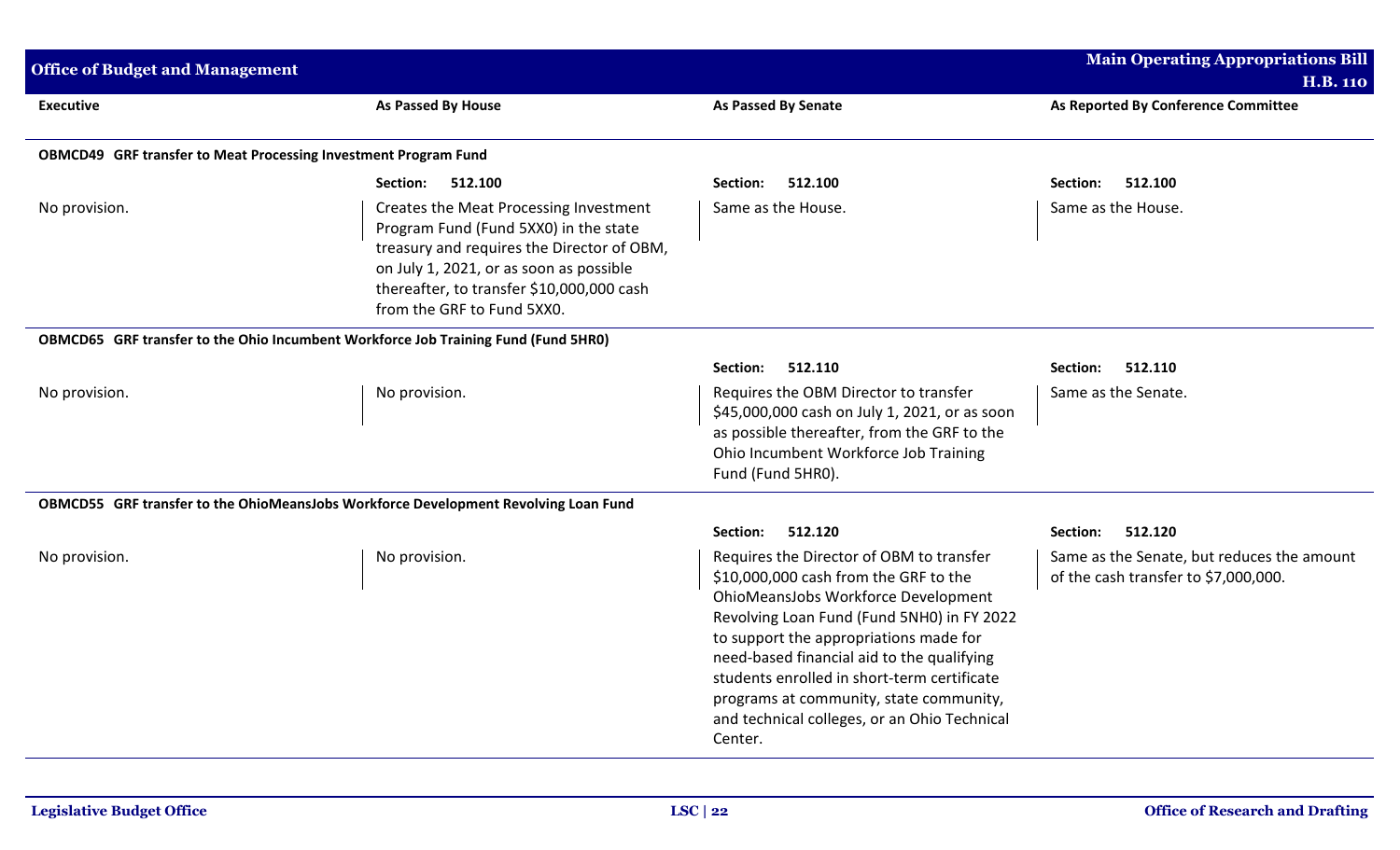| Executive | As Passed By House | As Passed By Senate | As Reported By Conference Committee |
|---|---|---|---|
| **OBMCD49 GRF transfer to Meat Processing Investment Program Fund** | | | |
| | **Section: 512.100** | **Section: 512.100** | **Section: 512.100** |
| No provision. | Creates the Meat Processing Investment Program Fund (Fund 5XX0) in the state treasury and requires the Director of OBM, on July 1, 2021, or as soon as possible thereafter, to transfer $10,000,000 cash from the GRF to Fund 5XX0. | Same as the House. | Same as the House. |
| **OBMCD65 GRF transfer to the Ohio Incumbent Workforce Job Training Fund (Fund 5HR0)** | | | |
| | | **Section: 512.110** | **Section: 512.110** |
| No provision. | No provision. | Requires the OBM Director to transfer $45,000,000 cash on July 1, 2021, or as soon as possible thereafter, from the GRF to the Ohio Incumbent Workforce Job Training Fund (Fund 5HR0). | Same as the Senate. |
| **OBMCD55 GRF transfer to the OhioMeansJobs Workforce Development Revolving Loan Fund** | | | |
| | | **Section: 512.120** | **Section: 512.120** |
| No provision. | No provision. | Requires the Director of OBM to transfer $10,000,000 cash from the GRF to the OhioMeansJobs Workforce Development Revolving Loan Fund (Fund 5NH0) in FY 2022 to support the appropriations made for need-based financial aid to the qualifying students enrolled in short-term certificate programs at community, state community, and technical colleges, or an Ohio Technical Center. | Same as the Senate, but reduces the amount of the cash transfer to $7,000,000. |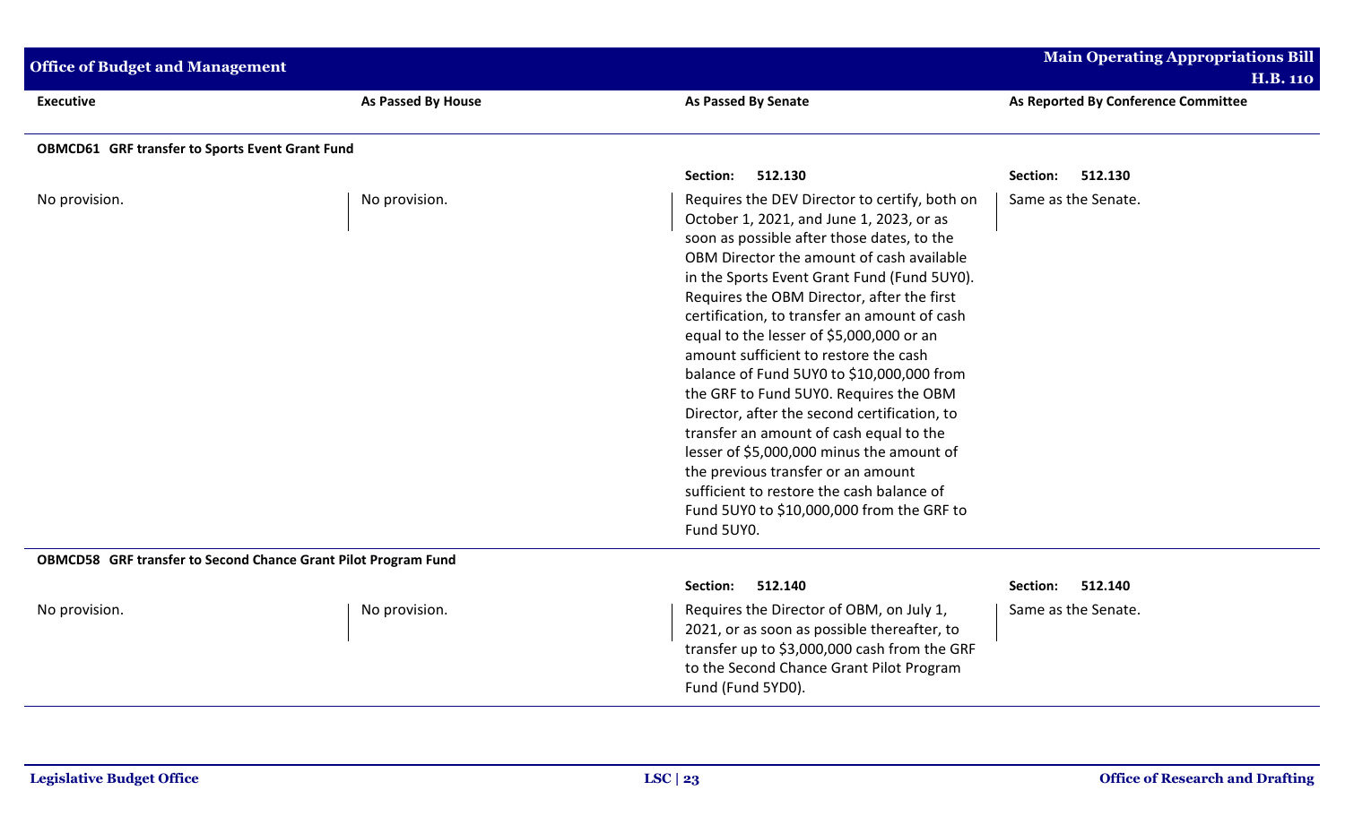| Executive | As Passed By House | As Passed By Senate | As Reported By Conference Committee |
|---|---|---|---|
| **OBMCD61 GRF transfer to Sports Event Grant Fund** | | | |
| | | **Section: 512.130** | **Section: 512.130** |
| No provision. | No provision. | Requires the DEV Director to certify, both on October 1, 2021, and June 1, 2023, or as soon as possible after those dates, to the OBM Director the amount of cash available in the Sports Event Grant Fund (Fund 5UY0). Requires the OBM Director, after the first certification, to transfer an amount of cash equal to the lesser of $5,000,000 or an amount sufficient to restore the cash balance of Fund 5UY0 to $10,000,000 from the GRF to Fund 5UY0. Requires the OBM Director, after the second certification, to transfer an amount of cash equal to the lesser of $5,000,000 minus the amount of the previous transfer or an amount sufficient to restore the cash balance of Fund 5UY0 to $10,000,000 from the GRF to Fund 5UY0. | Same as the Senate. |
| **OBMCD58 GRF transfer to Second Chance Grant Pilot Program Fund** | | | |
| | | **Section: 512.140** | **Section: 512.140** |
| No provision. | No provision. | Requires the Director of OBM, on July 1, 2021, or as soon as possible thereafter, to transfer up to $3,000,000 cash from the GRF to the Second Chance Grant Pilot Program Fund (Fund 5YD0). | Same as the Senate. |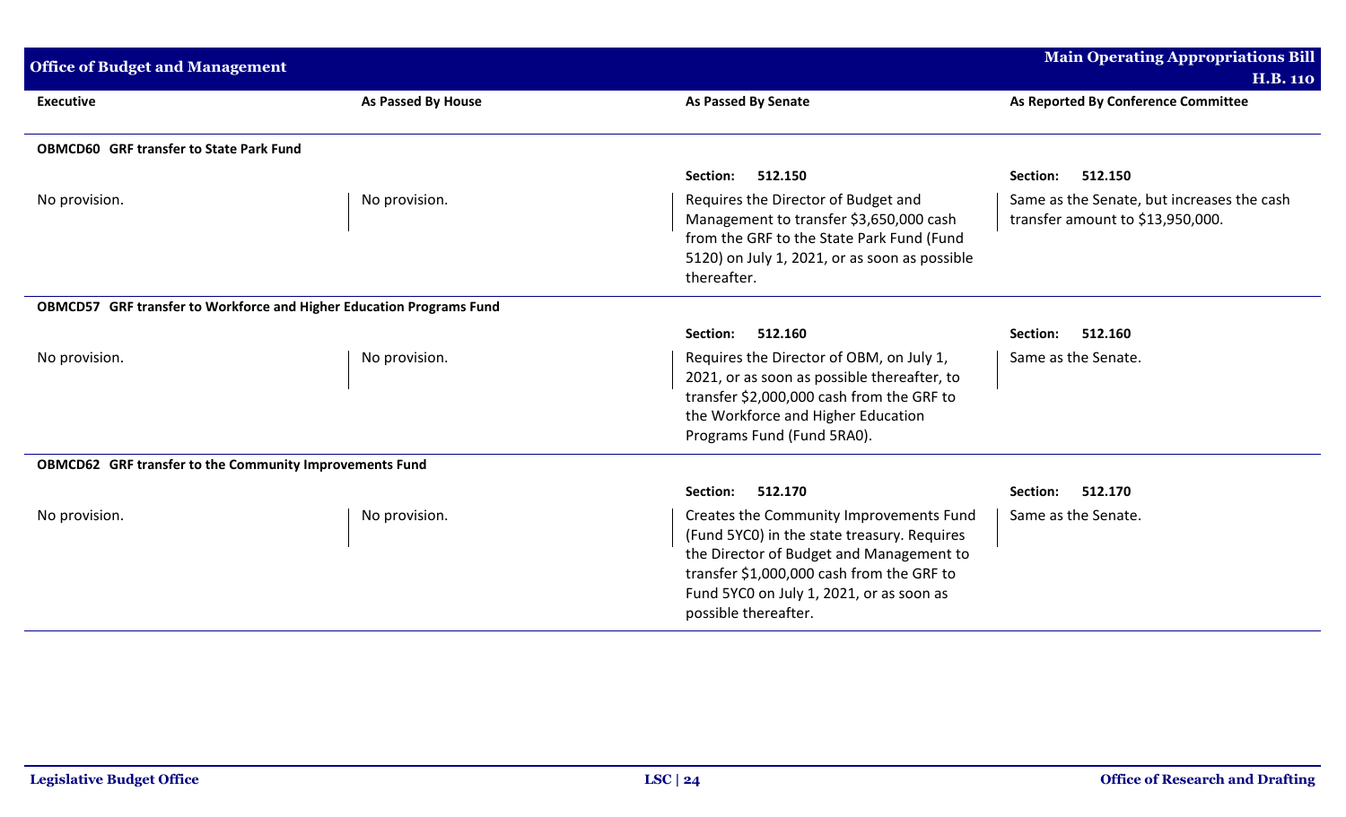| Executive | As Passed By House | As Passed By Senate | As Reported By Conference Committee |
|---|---|---|---|
| **OBMCD60 GRF transfer to State Park Fund** | | | |
| | | **Section: 512.150** | **Section: 512.150** |
| No provision. | No provision. | Requires the Director of Budget and Management to transfer $3,650,000 cash from the GRF to the State Park Fund (Fund 5120) on July 1, 2021, or as soon as possible thereafter. | Same as the Senate, but increases the cash transfer amount to $13,950,000. |
| **OBMCD57 GRF transfer to Workforce and Higher Education Programs Fund** | | | |
| | | **Section: 512.160** | **Section: 512.160** |
| No provision. | No provision. | Requires the Director of OBM, on July 1, 2021, or as soon as possible thereafter, to transfer $2,000,000 cash from the GRF to the Workforce and Higher Education Programs Fund (Fund 5RA0). | Same as the Senate. |
| **OBMCD62 GRF transfer to the Community Improvements Fund** | | | |
| | | **Section: 512.170** | **Section: 512.170** |
| No provision. | No provision. | Creates the Community Improvements Fund (Fund 5YC0) in the state treasury. Requires the Director of Budget and Management to transfer $1,000,000 cash from the GRF to Fund 5YC0 on July 1, 2021, or as soon as possible thereafter. | Same as the Senate. |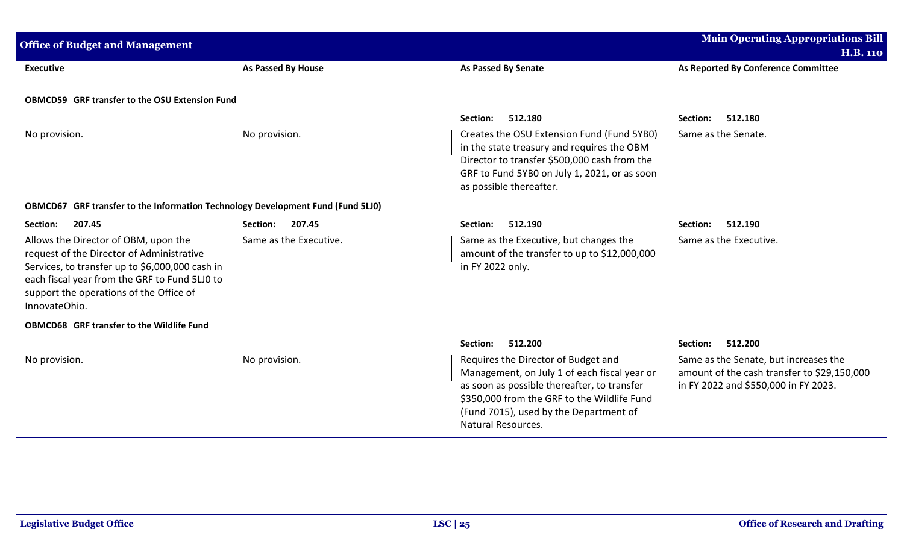| Executive | As Passed By House | As Passed By Senate | As Reported By Conference Committee |
|---|---|---|---|
| **OBMCD59 GRF transfer to the OSU Extension Fund** | | | |
| | | Section: 512.180 | Section: 512.180 |
| No provision. | No provision. | Creates the OSU Extension Fund (Fund 5YB0) in the state treasury and requires the OBM Director to transfer $500,000 cash from the GRF to Fund 5YB0 on July 1, 2021, or as soon as possible thereafter. | Same as the Senate. |
| **OBMCD67 GRF transfer to the Information Technology Development Fund (Fund 5LJ0)** | | | |
| Section: 207.45 | Section: 207.45 | Section: 512.190 | Section: 512.190 |
| Allows the Director of OBM, upon the request of the Director of Administrative Services, to transfer up to $6,000,000 cash in each fiscal year from the GRF to Fund 5LJ0 to support the operations of the Office of InnovateOhio. | Same as the Executive. | Same as the Executive, but changes the amount of the transfer to up to $12,000,000 in FY 2022 only. | Same as the Executive. |
| **OBMCD68 GRF transfer to the Wildlife Fund** | | | |
| | | Section: 512.200 | Section: 512.200 |
| No provision. | No provision. | Requires the Director of Budget and Management, on July 1 of each fiscal year or as soon as possible thereafter, to transfer $350,000 from the GRF to the Wildlife Fund (Fund 7015), used by the Department of Natural Resources. | Same as the Senate, but increases the amount of the cash transfer to $29,150,000 in FY 2022 and $550,000 in FY 2023. |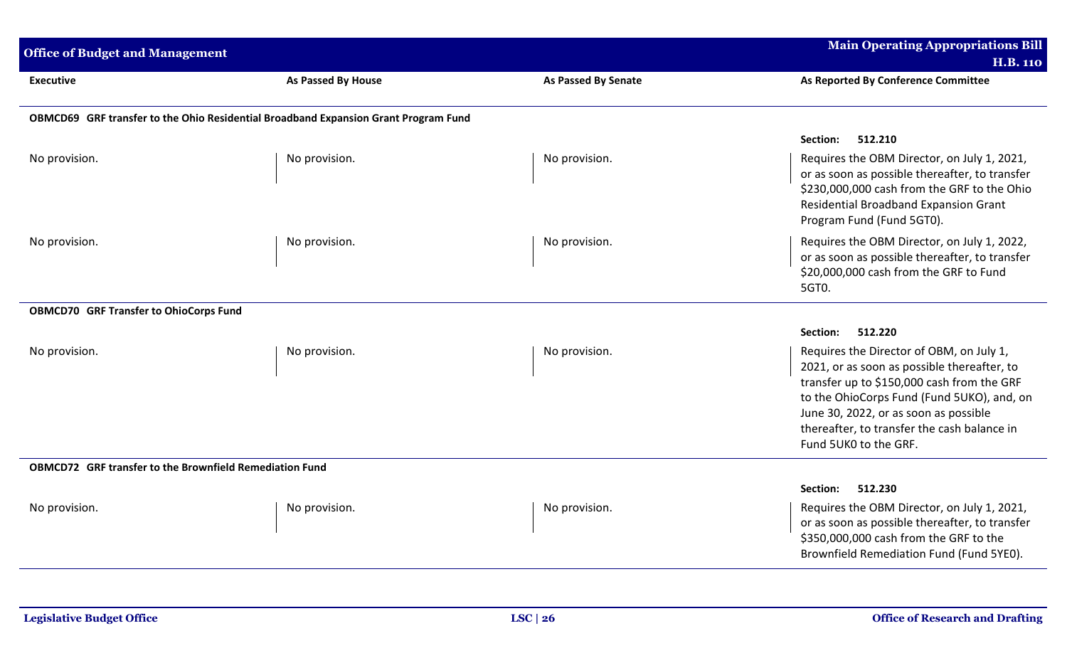| Executive | As Passed By House | As Passed By Senate | As Reported By Conference Committee |
|---|---|---|---|
| **OBMCD69 GRF transfer to the Ohio Residential Broadband Expansion Grant Program Fund** | | | |
| | | | **Section: 512.210** |
| No provision. | No provision. | No provision. | Requires the OBM Director, on July 1, 2021, or as soon as possible thereafter, to transfer $230,000,000 cash from the GRF to the Ohio Residential Broadband Expansion Grant Program Fund (Fund 5GT0). |
| No provision. | No provision. | No provision. | Requires the OBM Director, on July 1, 2022, or as soon as possible thereafter, to transfer $20,000,000 cash from the GRF to Fund 5GT0. |
| **OBMCD70 GRF Transfer to OhioCorps Fund** | | | |
| | | | **Section: 512.220** |
| No provision. | No provision. | No provision. | Requires the Director of OBM, on July 1, 2021, or as soon as possible thereafter, to transfer up to $150,000 cash from the GRF to the OhioCorps Fund (Fund 5UKO), and, on June 30, 2022, or as soon as possible thereafter, to transfer the cash balance in Fund 5UK0 to the GRF. |
| **OBMCD72 GRF transfer to the Brownfield Remediation Fund** | | | |
| | | | **Section: 512.230** |
| No provision. | No provision. | No provision. | Requires the OBM Director, on July 1, 2021, or as soon as possible thereafter, to transfer $350,000,000 cash from the GRF to the Brownfield Remediation Fund (Fund 5YE0). |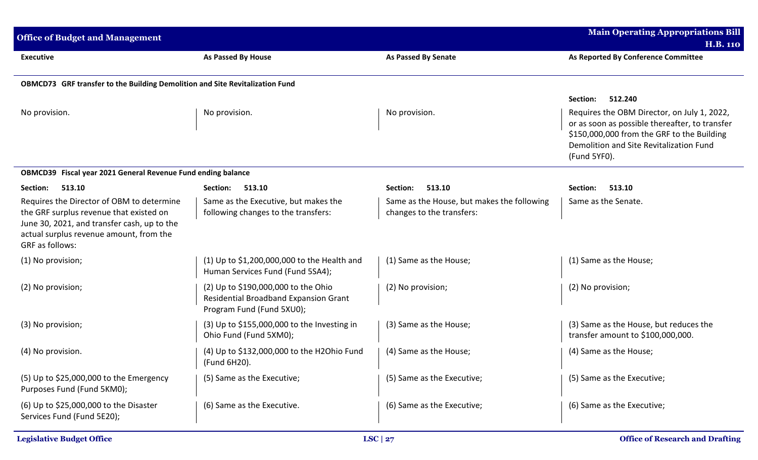| Executive | As Passed By House | As Passed By Senate | As Reported By Conference Committee |
|---|---|---|---|
| **OBMCD73 GRF transfer to the Building Demolition and Site Revitalization Fund** | | | |
| | | | **Section: 512.240** |
| No provision. | No provision. | No provision. | Requires the OBM Director, on July 1, 2022, or as soon as possible thereafter, to transfer $150,000,000 from the GRF to the Building Demolition and Site Revitalization Fund (Fund 5YF0). |
| **OBMCD39 Fiscal year 2021 General Revenue Fund ending balance** | | | |
| **Section: 513.10** | **Section: 513.10** | **Section: 513.10** | **Section: 513.10** |
| Requires the Director of OBM to determine the GRF surplus revenue that existed on June 30, 2021, and transfer cash, up to the actual surplus revenue amount, from the GRF as follows: | Same as the Executive, but makes the following changes to the transfers: | Same as the House, but makes the following changes to the transfers: | Same as the Senate. |
| (1) No provision; | (1) Up to $1,200,000,000 to the Health and Human Services Fund (Fund 5SA4); | (1) Same as the House; | (1) Same as the House; |
| (2) No provision; | (2) Up to $190,000,000 to the Ohio Residential Broadband Expansion Grant Program Fund (Fund 5XU0); | (2) No provision; | (2) No provision; |
| (3) No provision; | (3) Up to $155,000,000 to the Investing in Ohio Fund (Fund 5XM0); | (3) Same as the House; | (3) Same as the House, but reduces the transfer amount to $100,000,000. |
| (4) No provision. | (4) Up to $132,000,000 to the H2Ohio Fund (Fund 6H20). | (4) Same as the House; | (4) Same as the House; |
| (5) Up to $25,000,000 to the Emergency Purposes Fund (Fund 5KM0); | (5) Same as the Executive; | (5) Same as the Executive; | (5) Same as the Executive; |
| (6) Up to $25,000,000 to the Disaster Services Fund (Fund 5E20); | (6) Same as the Executive. | (6) Same as the Executive; | (6) Same as the Executive; |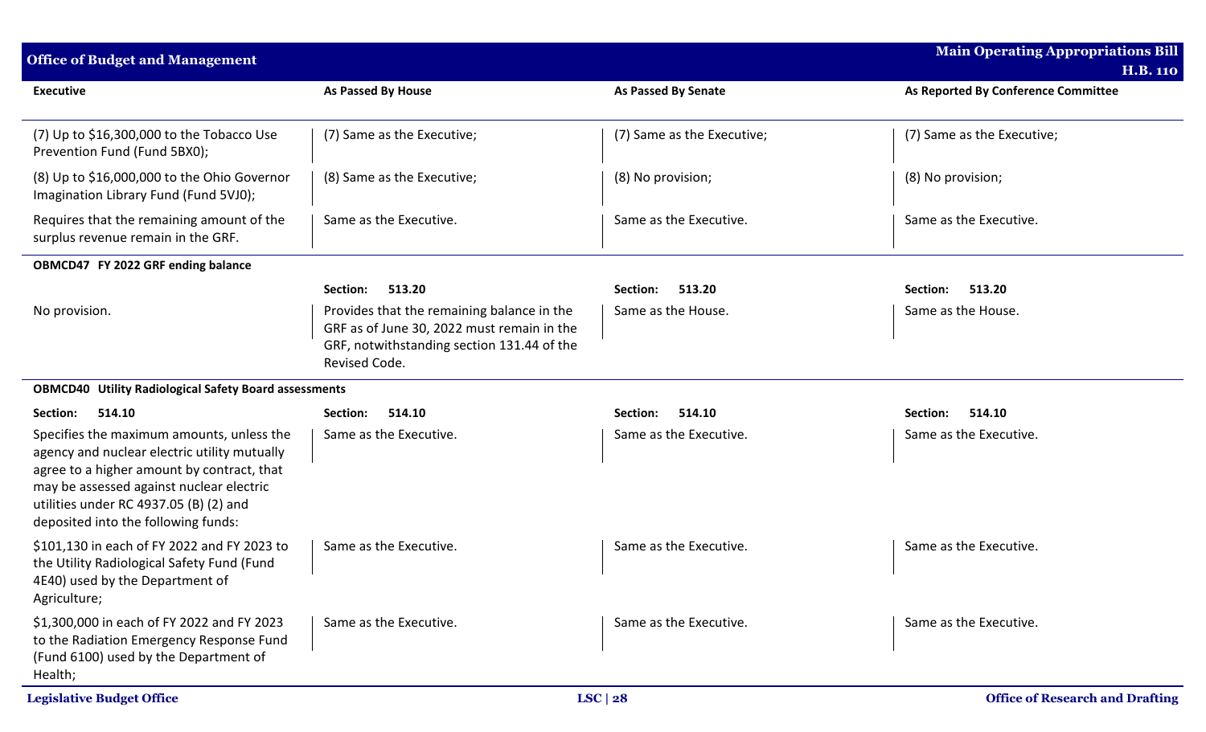| Executive | As Passed By House | As Passed By Senate | As Reported By Conference Committee |
|---|---|---|---|
| (7) Up to $16,300,000 to the Tobacco Use Prevention Fund (Fund 5BX0); | (7) Same as the Executive; | (7) Same as the Executive; | (7) Same as the Executive; |
| (8) Up to $16,000,000 to the Ohio Governor Imagination Library Fund (Fund 5VJ0); | (8) Same as the Executive; | (8) No provision; | (8) No provision; |
| Requires that the remaining amount of the surplus revenue remain in the GRF. | Same as the Executive. | Same as the Executive. | Same as the Executive. |
| **OBMCD47 FY 2022 GRF ending balance** | | | |
| | **Section: 513.20** | **Section: 513.20** | **Section: 513.20** |
| No provision. | Provides that the remaining balance in the GRF as of June 30, 2022 must remain in the GRF, notwithstanding section 131.44 of the Revised Code. | Same as the House. | Same as the House. |
| **OBMCD40 Utility Radiological Safety Board assessments** | | | |
| **Section: 514.10** | **Section: 514.10** | **Section: 514.10** | **Section: 514.10** |
| Specifies the maximum amounts, unless the agency and nuclear electric utility mutually agree to a higher amount by contract, that may be assessed against nuclear electric utilities under RC 4937.05 (B) (2) and deposited into the following funds: | Same as the Executive. | Same as the Executive. | Same as the Executive. |
| $101,130 in each of FY 2022 and FY 2023 to the Utility Radiological Safety Fund (Fund 4E40) used by the Department of Agriculture; | Same as the Executive. | Same as the Executive. | Same as the Executive. |
| $1,300,000 in each of FY 2022 and FY 2023 to the Radiation Emergency Response Fund (Fund 6100) used by the Department of Health; | Same as the Executive. | Same as the Executive. | Same as the Executive. |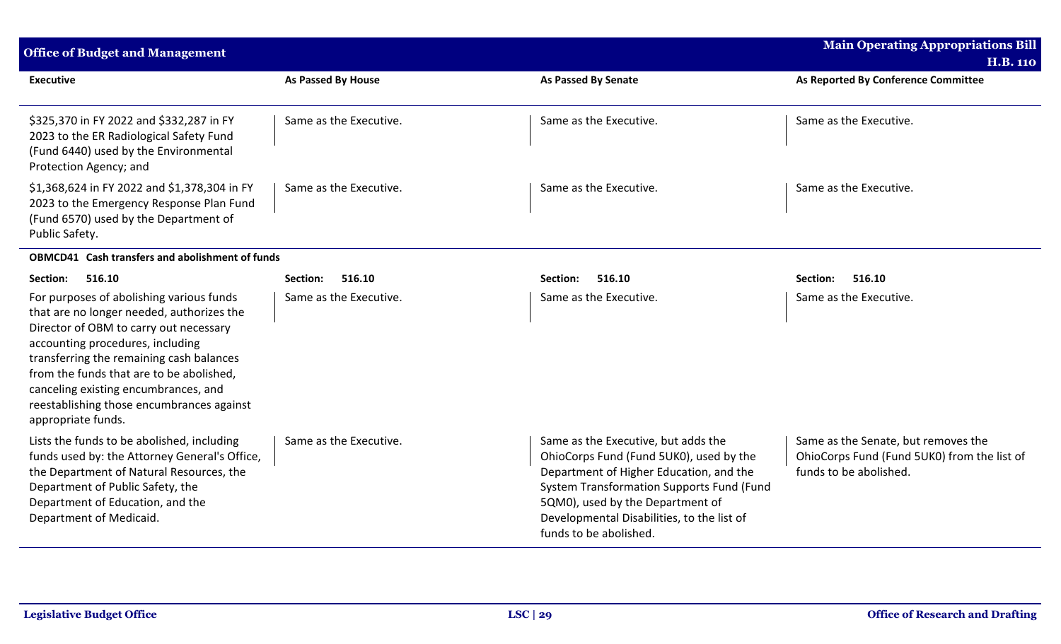| Executive | As Passed By House | As Passed By Senate | As Reported By Conference Committee |
|---|---|---|---|
| $325,370 in FY 2022 and $332,287 in FY 2023 to the ER Radiological Safety Fund (Fund 6440) used by the Environmental Protection Agency; and | Same as the Executive. | Same as the Executive. | Same as the Executive. |
| $1,368,624 in FY 2022 and $1,378,304 in FY 2023 to the Emergency Response Plan Fund (Fund 6570) used by the Department of Public Safety. | Same as the Executive. | Same as the Executive. | Same as the Executive. |
| **OBMCD41 Cash transfers and abolishment of funds** | | | |
| **Section: 516.10** | **Section: 516.10** | **Section: 516.10** | **Section: 516.10** |
| For purposes of abolishing various funds that are no longer needed, authorizes the Director of OBM to carry out necessary accounting procedures, including transferring the remaining cash balances from the funds that are to be abolished, canceling existing encumbrances, and reestablishing those encumbrances against appropriate funds. | Same as the Executive. | Same as the Executive. | Same as the Executive. |
| Lists the funds to be abolished, including funds used by: the Attorney General's Office, the Department of Natural Resources, the Department of Public Safety, the Department of Education, and the Department of Medicaid. | Same as the Executive. | Same as the Executive, but adds the OhioCorps Fund (Fund 5UK0), used by the Department of Higher Education, and the System Transformation Supports Fund (Fund 5QM0), used by the Department of Developmental Disabilities, to the list of funds to be abolished. | Same as the Senate, but removes the OhioCorps Fund (Fund 5UK0) from the list of funds to be abolished. |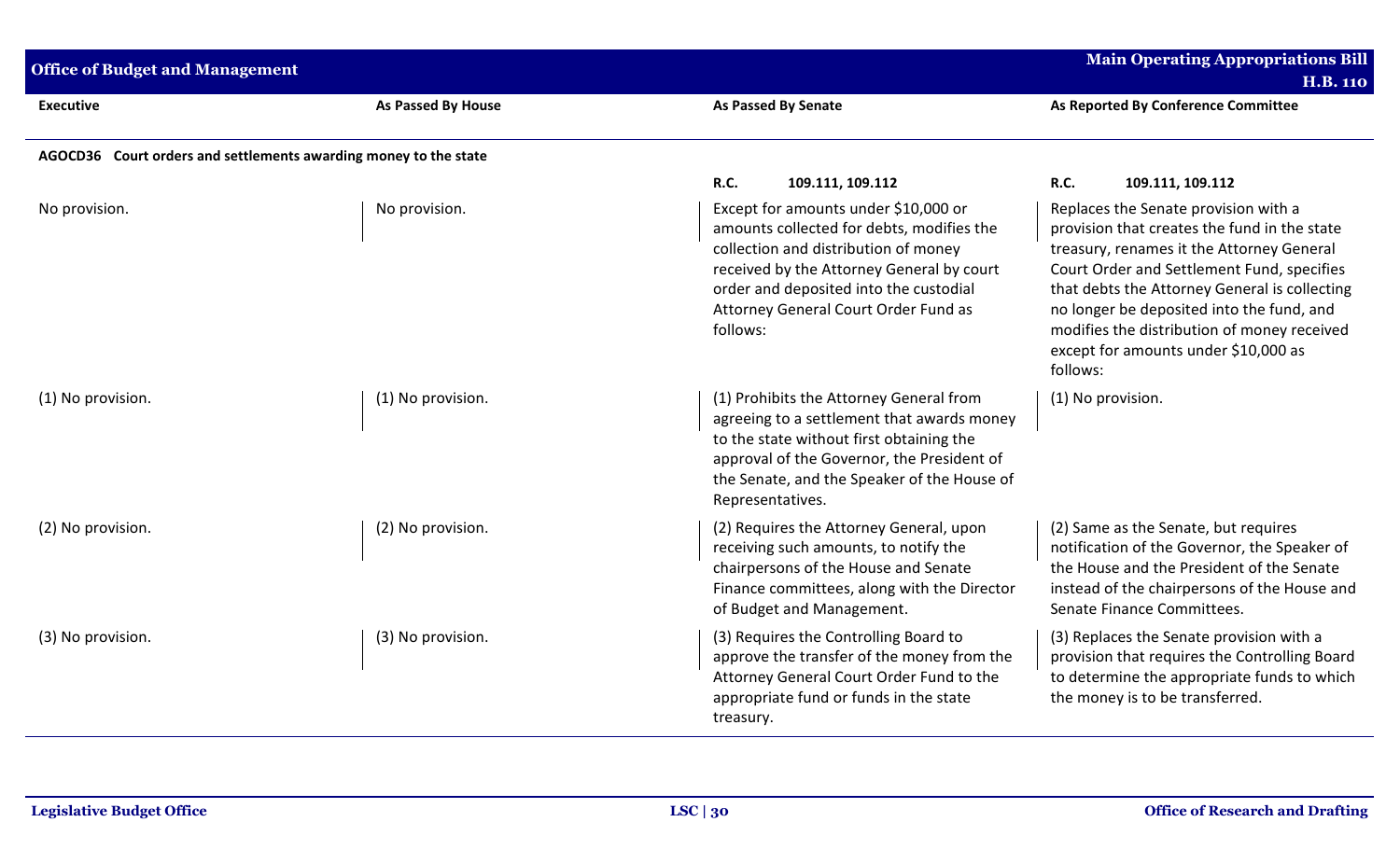| Executive | As Passed By House | As Passed By Senate | As Reported By Conference Committee |
|---|---|---|---|
| **AGOCD36 Court orders and settlements awarding money to the state** | | | |
| | | **R.C. 109.111, 109.112** | **R.C. 109.111, 109.112** |
| No provision. | No provision. | Except for amounts under $10,000 or amounts collected for debts, modifies the collection and distribution of money received by the Attorney General by court order and deposited into the custodial Attorney General Court Order Fund as follows: | Replaces the Senate provision with a provision that creates the fund in the state treasury, renames it the Attorney General Court Order and Settlement Fund, specifies that debts the Attorney General is collecting no longer be deposited into the fund, and modifies the distribution of money received except for amounts under $10,000 as follows: |
| (1) No provision. | (1) No provision. | (1) Prohibits the Attorney General from agreeing to a settlement that awards money to the state without first obtaining the approval of the Governor, the President of the Senate, and the Speaker of the House of Representatives. | (1) No provision. |
| (2) No provision. | (2) No provision. | (2) Requires the Attorney General, upon receiving such amounts, to notify the chairpersons of the House and Senate Finance committees, along with the Director of Budget and Management. | (2) Same as the Senate, but requires notification of the Governor, the Speaker of the House and the President of the Senate instead of the chairpersons of the House and Senate Finance Committees. |
| (3) No provision. | (3) No provision. | (3) Requires the Controlling Board to approve the transfer of the money from the Attorney General Court Order Fund to the appropriate fund or funds in the state treasury. | (3) Replaces the Senate provision with a provision that requires the Controlling Board to determine the appropriate funds to which the money is to be transferred. |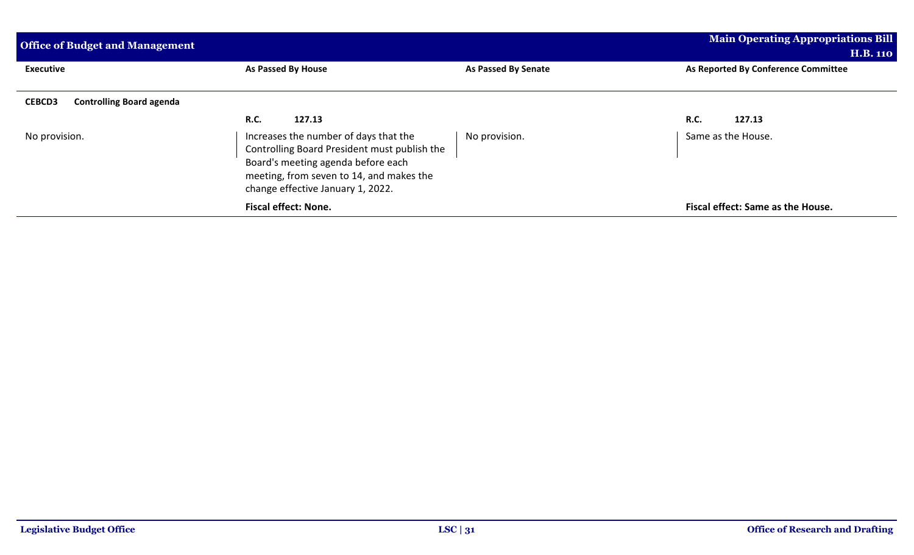| Executive | As Passed By House | As Passed By Senate | As Reported By Conference Committee |
|---|---|---|---|
| **CEBCD3 Controlling Board agenda** | | | |
| | **R.C. 127.13** | | **R.C. 127.13** |
| No provision. | Increases the number of days that the Controlling Board President must publish the Board's meeting agenda before each meeting, from seven to 14, and makes the change effective January 1, 2022. | No provision. | Same as the House. |
| | **Fiscal effect: None.** | | **Fiscal effect: Same as the House.** |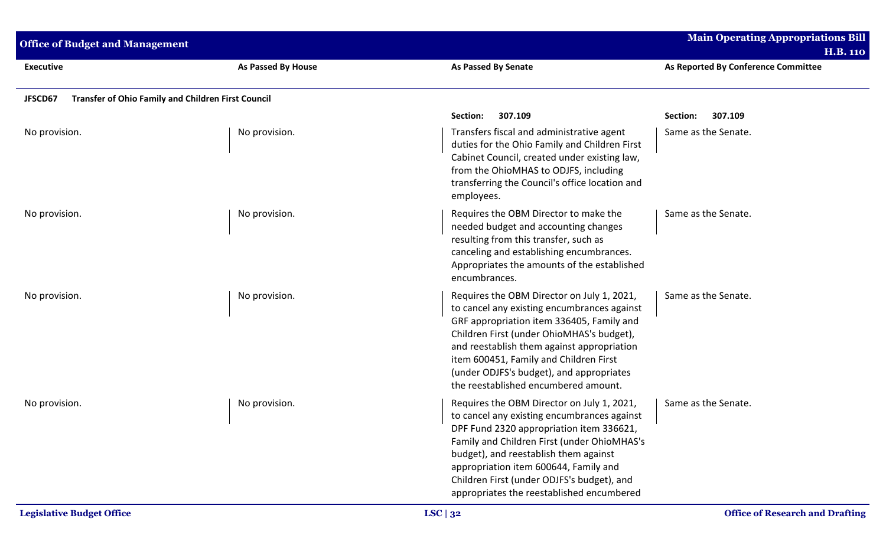| Executive | As Passed By House | As Passed By Senate | As Reported By Conference Committee |
|---|---|---|---|
| **JFSCD67 Transfer of Ohio Family and Children First Council** | | | |
| | | **Section: 307.109** | **Section: 307.109** |
| No provision. | No provision. | Transfers fiscal and administrative agent duties for the Ohio Family and Children First Cabinet Council, created under existing law, from the OhioMHAS to ODJFS, including transferring the Council's office location and employees. | Same as the Senate. |
| No provision. | No provision. | Requires the OBM Director to make the needed budget and accounting changes resulting from this transfer, such as canceling and establishing encumbrances. Appropriates the amounts of the established encumbrances. | Same as the Senate. |
| No provision. | No provision. | Requires the OBM Director on July 1, 2021, to cancel any existing encumbrances against GRF appropriation item 336405, Family and Children First (under OhioMHAS's budget), and reestablish them against appropriation item 600451, Family and Children First (under ODJFS's budget), and appropriates the reestablished encumbered amount. | Same as the Senate. |
| No provision. | No provision. | Requires the OBM Director on July 1, 2021, to cancel any existing encumbrances against DPF Fund 2320 appropriation item 336621, Family and Children First (under OhioMHAS's budget), and reestablish them against appropriation item 600644, Family and Children First (under ODJFS's budget), and appropriates the reestablished encumbered | Same as the Senate. |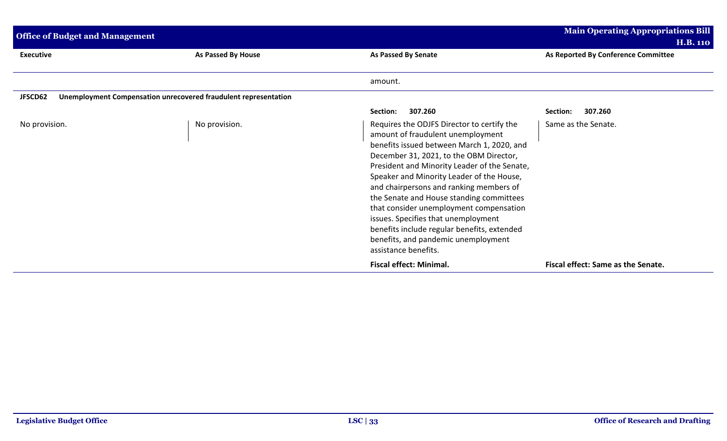| Executive | As Passed By House | As Passed By Senate | As Reported By Conference Committee |
| --- | --- | --- | --- |
| | | amount. | |
| **JFSCD62** | **Unemployment Compensation unrecovered fraudulent representation** | | |
| | | **Section: 307.260** | **Section: 307.260** |
| No provision. | No provision. | Requires the ODJFS Director to certify the amount of fraudulent unemployment benefits issued between March 1, 2020, and December 31, 2021, to the OBM Director, President and Minority Leader of the Senate, Speaker and Minority Leader of the House, and chairpersons and ranking members of the Senate and House standing committees that consider unemployment compensation issues. Specifies that unemployment benefits include regular benefits, extended benefits, and pandemic unemployment assistance benefits. | Same as the Senate. |
| | | **Fiscal effect: Minimal.** | **Fiscal effect: Same as the Senate.** |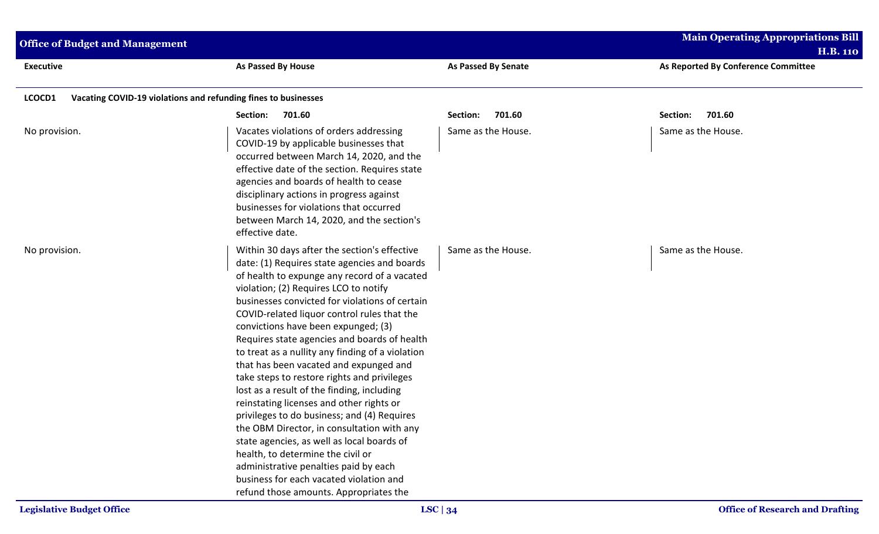| Executive | As Passed By House | As Passed By Senate | As Reported By Conference Committee |
|---|---|---|---|
| **LCOCD1 Vacating COVID-19 violations and refunding fines to businesses** | | | |
| | **Section: 701.60** | **Section: 701.60** | **Section: 701.60** |
| No provision. | Vacates violations of orders addressing COVID-19 by applicable businesses that occurred between March 14, 2020, and the effective date of the section. Requires state agencies and boards of health to cease disciplinary actions in progress against businesses for violations that occurred between March 14, 2020, and the section's effective date. | Same as the House. | Same as the House. |
| No provision. | Within 30 days after the section's effective date: (1) Requires state agencies and boards of health to expunge any record of a vacated violation; (2) Requires LCO to notify businesses convicted for violations of certain COVID-related liquor control rules that the convictions have been expunged; (3) Requires state agencies and boards of health to treat as a nullity any finding of a violation that has been vacated and expunged and take steps to restore rights and privileges lost as a result of the finding, including reinstating licenses and other rights or privileges to do business; and (4) Requires the OBM Director, in consultation with any state agencies, as well as local boards of health, to determine the civil or administrative penalties paid by each business for each vacated violation and refund those amounts. Appropriates the | Same as the House. | Same as the House. |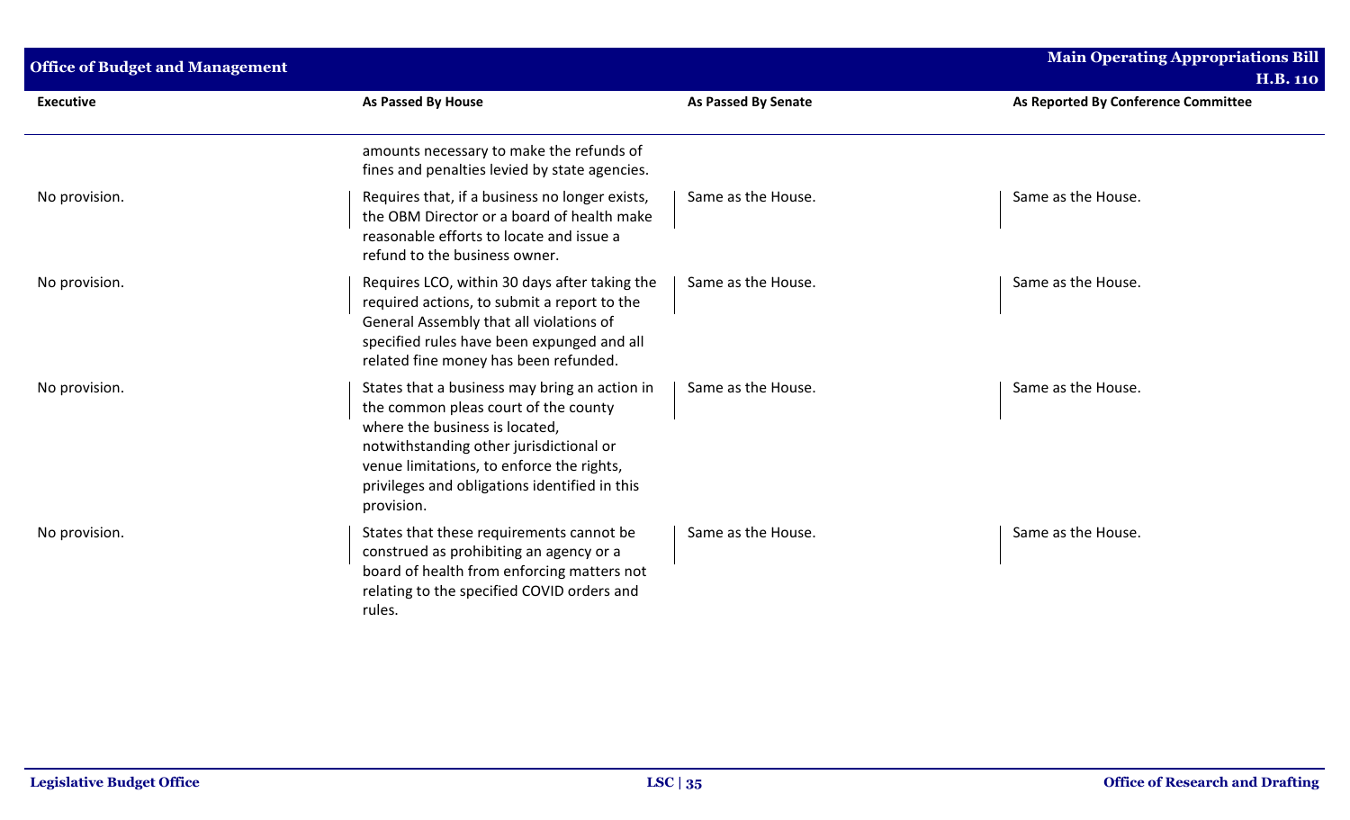| Executive | As Passed By House | As Passed By Senate | As Reported By Conference Committee |
|---|---|---|---|
| | amounts necessary to make the refunds of fines and penalties levied by state agencies. | | |
| No provision. | Requires that, if a business no longer exists, the OBM Director or a board of health make reasonable efforts to locate and issue a refund to the business owner. | Same as the House. | Same as the House. |
| No provision. | Requires LCO, within 30 days after taking the required actions, to submit a report to the General Assembly that all violations of specified rules have been expunged and all related fine money has been refunded. | Same as the House. | Same as the House. |
| No provision. | States that a business may bring an action in the common pleas court of the county where the business is located, notwithstanding other jurisdictional or venue limitations, to enforce the rights, privileges and obligations identified in this provision. | Same as the House. | Same as the House. |
| No provision. | States that these requirements cannot be construed as prohibiting an agency or a board of health from enforcing matters not relating to the specified COVID orders and rules. | Same as the House. | Same as the House. |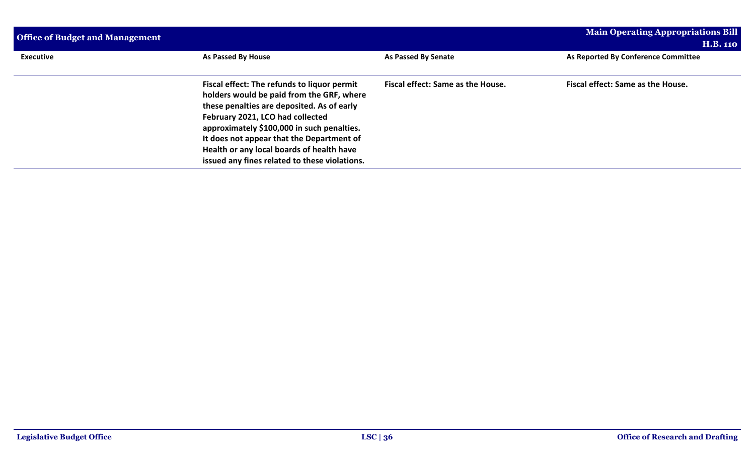| Executive | As Passed By House | As Passed By Senate | As Reported By Conference Committee |
|---|---|---|---|
| | **Fiscal effect: The refunds to liquor permit holders would be paid from the GRF, where these penalties are deposited. As of early February 2021, LCO had collected approximately $100,000 in such penalties. It does not appear that the Department of Health or any local boards of health have issued any fines related to these violations.** | **Fiscal effect: Same as the House.** | **Fiscal effect: Same as the House.** |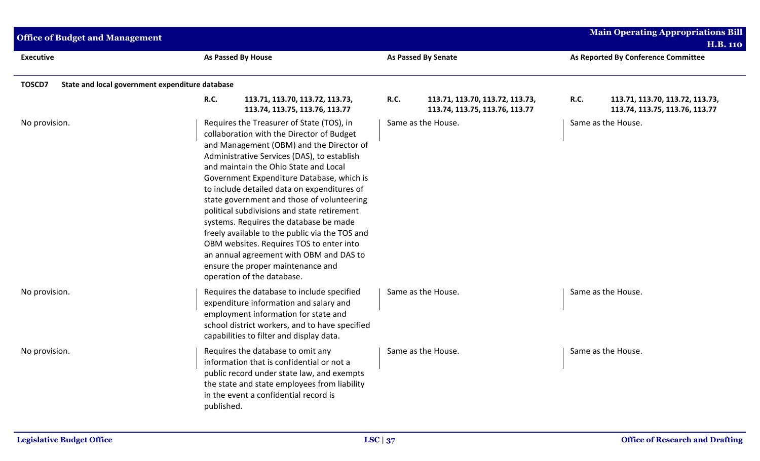| Executive | As Passed By House | As Passed By Senate | As Reported By Conference Committee |
|---|---|---|---|
| **TOSCD7 State and local government expenditure database** | | | |
| | **R.C. 113.71, 113.70, 113.72, 113.73, 113.74, 113.75, 113.76, 113.77** | **R.C. 113.71, 113.70, 113.72, 113.73, 113.74, 113.75, 113.76, 113.77** | **R.C. 113.71, 113.70, 113.72, 113.73, 113.74, 113.75, 113.76, 113.77** |
| No provision. | Requires the Treasurer of State (TOS), in collaboration with the Director of Budget and Management (OBM) and the Director of Administrative Services (DAS), to establish and maintain the Ohio State and Local Government Expenditure Database, which is to include detailed data on expenditures of state government and those of volunteering political subdivisions and state retirement systems. Requires the database be made freely available to the public via the TOS and OBM websites. Requires TOS to enter into an annual agreement with OBM and DAS to ensure the proper maintenance and operation of the database. | Same as the House. | Same as the House. |
| No provision. | Requires the database to include specified expenditure information and salary and employment information for state and school district workers, and to have specified capabilities to filter and display data. | Same as the House. | Same as the House. |
| No provision. | Requires the database to omit any information that is confidential or not a public record under state law, and exempts the state and state employees from liability in the event a confidential record is published. | Same as the House. | Same as the House. |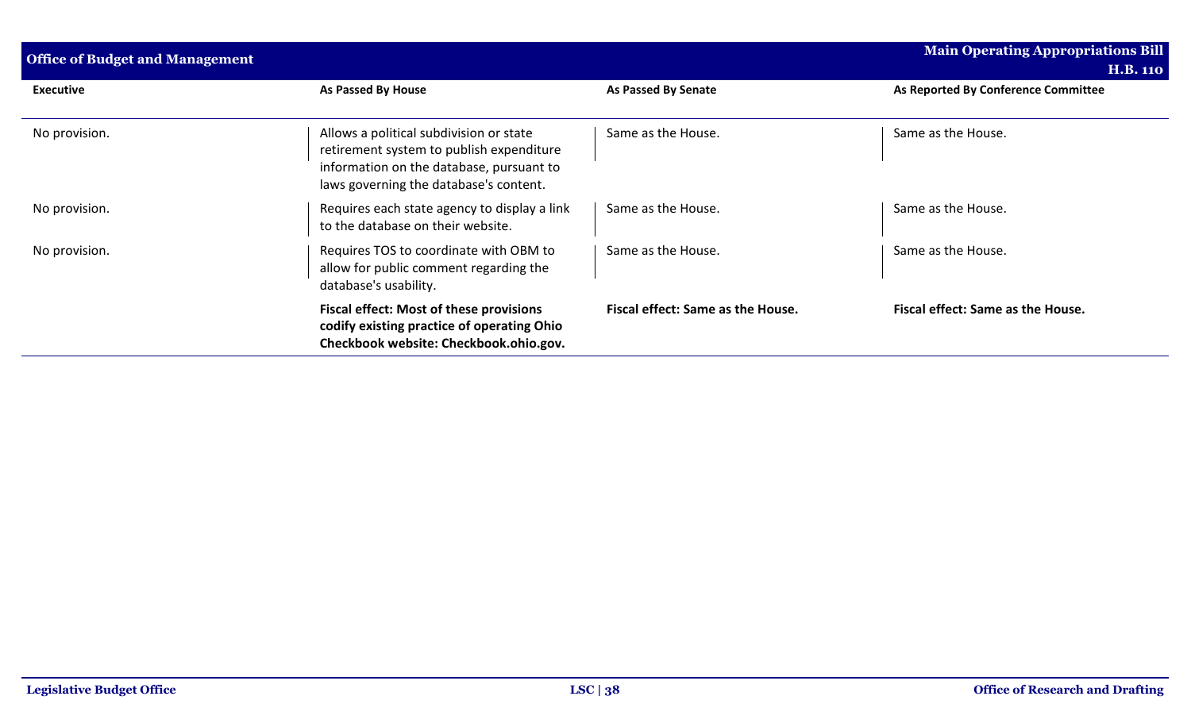| Executive | As Passed By House | As Passed By Senate | As Reported By Conference Committee |
|---|---|---|---|
| No provision. | Allows a political subdivision or state retirement system to publish expenditure information on the database, pursuant to laws governing the database's content. | Same as the House. | Same as the House. |
| No provision. | Requires each state agency to display a link to the database on their website. | Same as the House. | Same as the House. |
| No provision. | Requires TOS to coordinate with OBM to allow for public comment regarding the database's usability. | Same as the House. | Same as the House. |
| | **Fiscal effect: Most of these provisions codify existing practice of operating Ohio Checkbook website: Checkbook.ohio.gov.** | **Fiscal effect: Same as the House.** | **Fiscal effect: Same as the House.** |